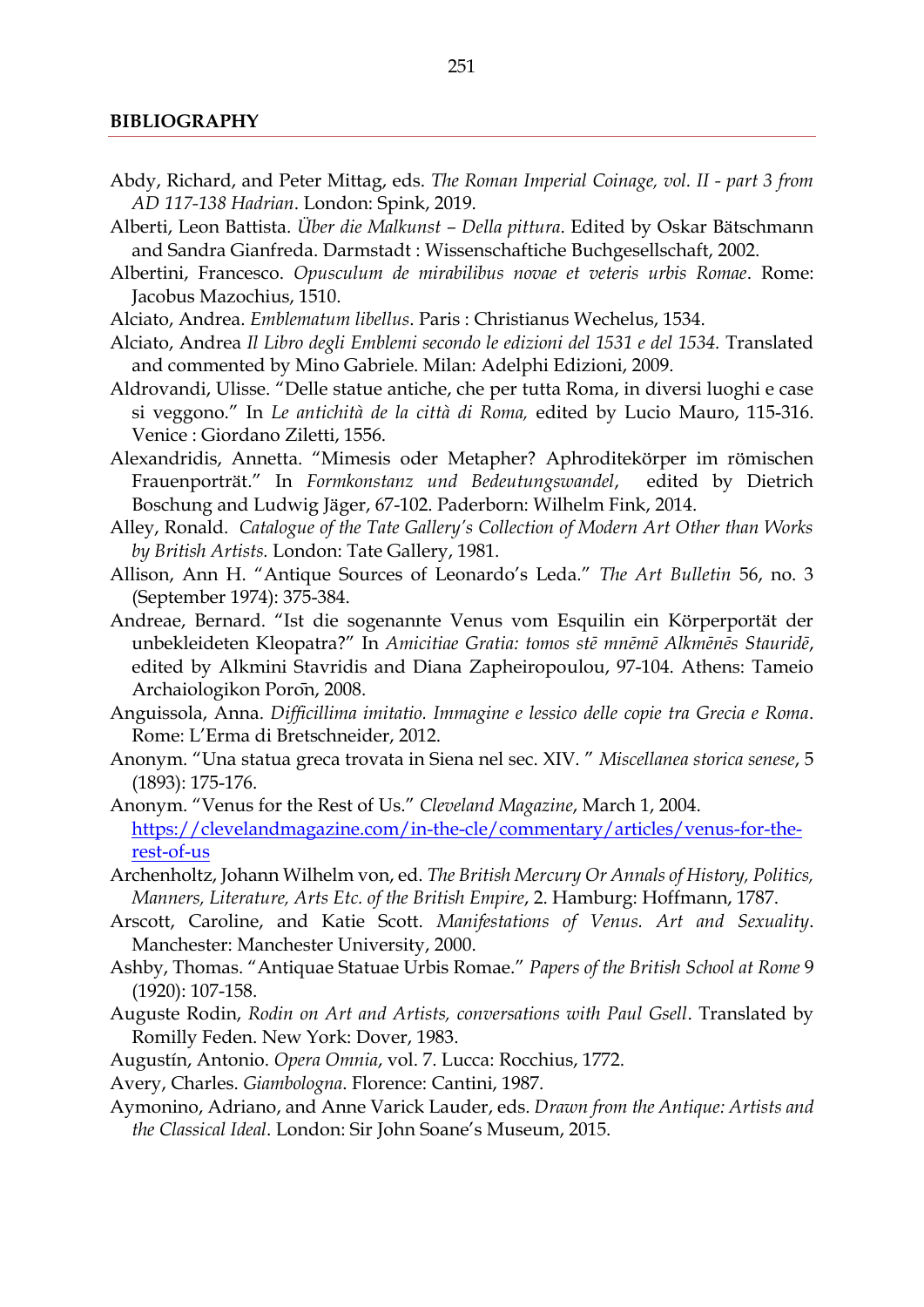**BIBLIOGRAPHY**

Abdy, Richard, and Peter Mittag, eds. *The Roman Imperial Coinage, vol. II - part 3 from AD 117-138 Hadrian*. London: Spink, 2019.

Alberti, Leon Battista. *Über die Malkunst – Della pittura*. Edited by Oskar Bätschmann and Sandra Gianfreda. Darmstadt : Wissenschaftiche Buchgesellschaft, 2002.

Albertini, Francesco. *Opusculum de mirabilibus novae et veteris urbis Romae*. Rome: Jacobus Mazochius, 1510.

Alciato, Andrea. *Emblematum libellus*. Paris : Christianus Wechelus, 1534.

Alciato, Andrea *Il Libro degli Emblemi secondo le edizioni del 1531 e del 1534.* Translated and commented by Mino Gabriele. Milan: Adelphi Edizioni, 2009.

Aldrovandi, Ulisse. "Delle statue antiche, che per tutta Roma, in diversi luoghi e case si veggono." In *Le antichità de la città di Roma,* edited by Lucio Mauro, 115-316. Venice : Giordano Ziletti, 1556.

Alexandridis, Annetta. "Mimesis oder Metapher? Aphroditekörper im römischen Frauenporträt." In *Formkonstanz und Bedeutungswandel*, edited by Dietrich Boschung and Ludwig Jäger, 67-102. Paderborn: Wilhelm Fink, 2014.

Alley, Ronald. *Catalogue of the Tate Gallery's Collection of Modern Art Other than Works by British Artists.* London: Tate Gallery, 1981.

Allison, Ann H. "Antique Sources of Leonardo's Leda." *The Art Bulletin* 56, no. 3 (September 1974): 375-384.

Andreae, Bernard. "Ist die sogenannte Venus vom Esquilin ein Körperportät der unbekleideten Kleopatra?" In *Amicitiae Gratia: tomos stē mnēmē Alkmēnēs Stauridē*, edited by Alkmini Stavridis and Diana Zapheiropoulou, 97-104. Athens: Tameio Archaiologikon Porōn, 2008.

Anguissola, Anna. *Difficillima imitatio. Immagine e lessico delle copie tra Grecia e Roma*. Rome: L'Erma di Bretschneider, 2012.

Anonym. "Una statua greca trovata in Siena nel sec. XIV. " *Miscellanea storica senese*, 5 (1893): 175-176.

Anonym. "Venus for the Rest of Us." *Cleveland Magazine*, March 1, 2004. [https://clevelandmagazine.com/in-the-cle/commentary/articles/venus-for-the-rest-of-us](https://clevelandmagazine.com/in-the-cle/commentary/articles/venus-for-the-rest-of-us)

Archenholtz, Johann Wilhelm von, ed. *The British Mercury Or Annals of History, Politics, Manners, Literature, Arts Etc. of the British Empire*, 2. Hamburg: Hoffmann, 1787.

Arscott, Caroline, and Katie Scott. *Manifestations of Venus. Art and Sexuality*. Manchester: Manchester University, 2000.

Ashby, Thomas. "Antiquae Statuae Urbis Romae." *Papers of the British School at Rome* 9 (1920): 107-158.

Auguste Rodin, *Rodin on Art and Artists, conversations with Paul Gsell*. Translated by Romilly Feden. New York: Dover, 1983.

Augustín, Antonio. *Opera Omnia*, vol. 7. Lucca: Rocchius, 1772.

Avery, Charles. *Giambologna*. Florence: Cantini, 1987.

Aymonino, Adriano, and Anne Varick Lauder, eds. *Drawn from the Antique: Artists and the Classical Ideal.* London: Sir John Soane's Museum, 2015.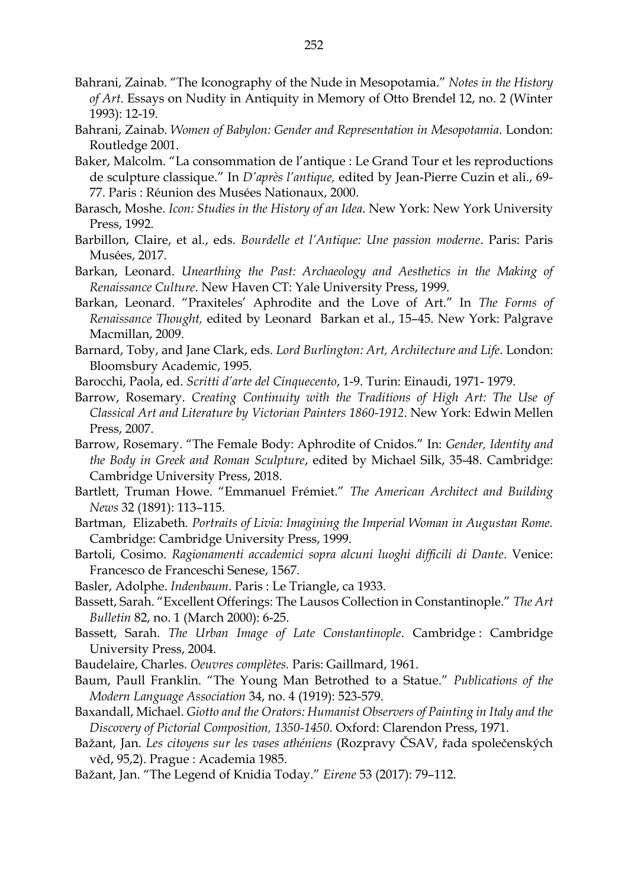Bahrani, Zainab. "The Iconography of the Nude in Mesopotamia." *Notes in the History of Art.* Essays on Nudity in Antiquity in Memory of Otto Brendel 12, no. 2 (Winter 1993): 12-19.

Bahrani, Zainab. *Women of Babylon: Gender and Representation in Mesopotamia*. London: Routledge 2001.

Baker, Malcolm. "La consommation de l'antique : Le Grand Tour et les reproductions de sculpture classique." In *D'après l'antique,* edited by Jean-Pierre Cuzin et ali., 69-77. Paris : Réunion des Musées Nationaux, 2000.

Barasch, Moshe. *Icon: Studies in the History of an Idea*. New York: New York University Press, 1992.

Barbillon, Claire, et al., eds. *Bourdelle et l'Antique: Une passion moderne*. Paris: Paris Musées, 2017.

Barkan, Leonard. *Unearthing the Past: Archaeology and Aesthetics in the Making of Renaissance Culture*. New Haven CT: Yale University Press, 1999.

Barkan, Leonard. "Praxiteles' Aphrodite and the Love of Art." In *The Forms of Renaissance Thought,* edited by Leonard Barkan et al., 15–45. New York: Palgrave Macmillan, 2009.

Barnard, Toby, and Jane Clark, eds. *Lord Burlington: Art, Architecture and Life*. London: Bloomsbury Academic, 1995.

Barocchi, Paola, ed. *Scritti d'arte del Cinquecento*, 1-9. Turin: Einaudi, 1971- 1979.

Barrow, Rosemary. *Creating Continuity with the Traditions of High Art: The Use of Classical Art and Literature by Victorian Painters 1860-1912*. New York: Edwin Mellen Press, 2007.

Barrow, Rosemary. "The Female Body: Aphrodite of Cnidos." In: *Gender, Identity and the Body in Greek and Roman Sculpture*, edited by Michael Silk, 35-48. Cambridge: Cambridge University Press, 2018.

Bartlett, Truman Howe. "Emmanuel Frémiet." *The American Architect and Building News* 32 (1891): 113–115.

Bartman, Elizabeth*. Portraits of Livia: Imagining the Imperial Woman in Augustan Rome.* Cambridge: Cambridge University Press, 1999.

Bartoli, Cosimo. *Ragionamenti accademici sopra alcuni luoghi difficili di Dante*. Venice: Francesco de Franceschi Senese, 1567.

Basler, Adolphe. *Indenbaum*. Paris : Le Triangle, ca 1933.

Bassett, Sarah. "Excellent Offerings: The Lausos Collection in Constantinople." *The Art Bulletin* 82, no. 1 (March 2000): 6-25.

Bassett, Sarah. *The Urban Image of Late Constantinople*. Cambridge : Cambridge University Press, 2004.

Baudelaire, Charles. *Oeuvres complètes.* Paris: Gaillmard, 1961.

Baum, Paull Franklin. "The Young Man Betrothed to a Statue." *Publications of the Modern Language Association* 34, no. 4 (1919): 523-579.

Baxandall, Michael. *Giotto and the Orators: Humanist Observers of Painting in Italy and the Discovery of Pictorial Composition, 1350-1450*. Oxford: Clarendon Press, 1971.

Bažant, Jan. *Les citoyens sur les vases athéniens* (Rozpravy ČSAV, řada společenských věd, 95,2). Prague : Academia 1985.

Bažant, Jan. "The Legend of Knidia Today." *Eirene* 53 (2017): 79–112.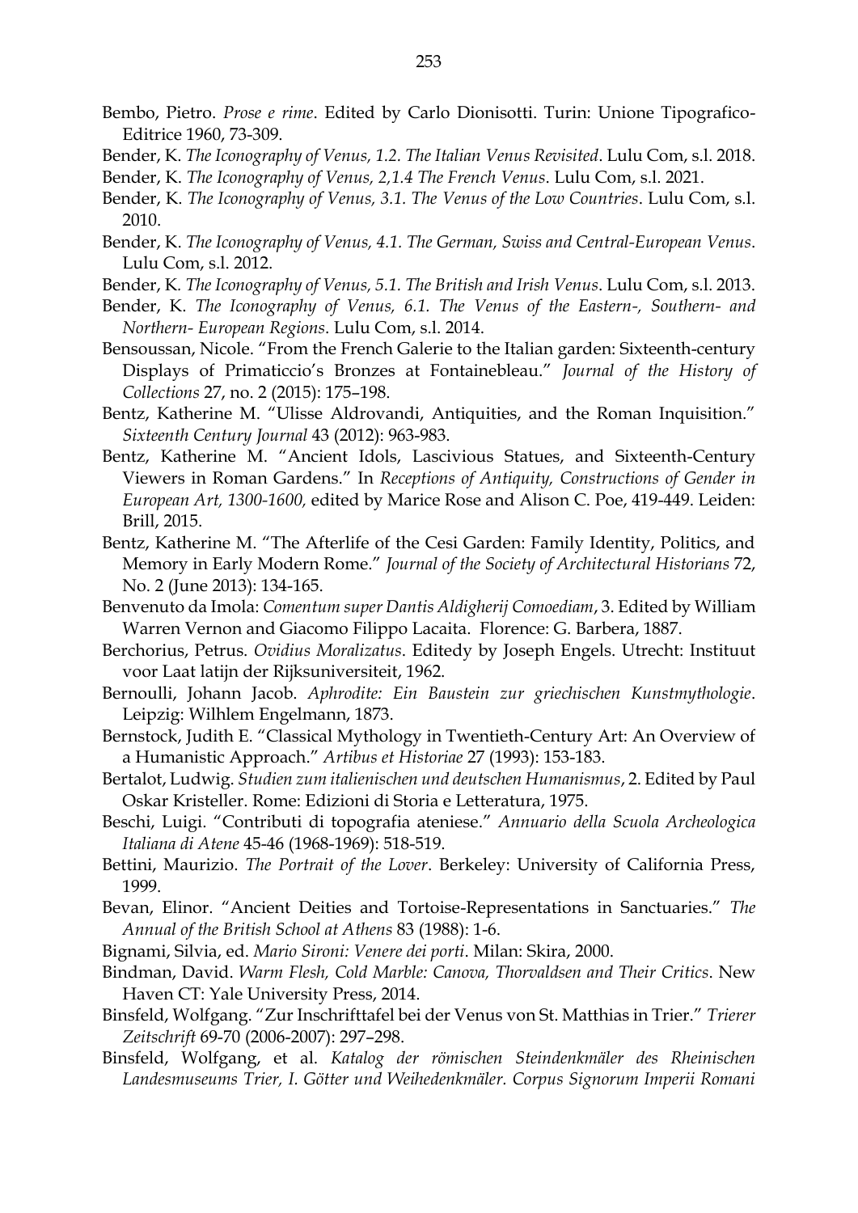Bembo, Pietro. *Prose e rime*. Edited by Carlo Dionisotti. Turin: Unione Tipografico-Editrice 1960, 73-309.

Bender, K. *The Iconography of Venus, 1.2. The Italian Venus Revisited*. Lulu Com, s.l. 2018.

Bender, K. *The Iconography of Venus, 2,1.4 The French Venus*. Lulu Com, s.l. 2021.

Bender, K. *The Iconography of Venus, 3.1. The Venus of the Low Countries*. Lulu Com, s.l. 2010.

Bender, K. *The Iconography of Venus, 4.1. The German, Swiss and Central-European Venus*. Lulu Com, s.l. 2012.

Bender, K. *The Iconography of Venus, 5.1. The British and Irish Venus*. Lulu Com, s.l. 2013.

Bender, K. *The Iconography of Venus, 6.1. The Venus of the Eastern-, Southern- and Northern- European Regions*. Lulu Com, s.l. 2014.

Bensoussan, Nicole. "From the French Galerie to the Italian garden: Sixteenth-century Displays of Primaticcio's Bronzes at Fontainebleau." *Journal of the History of Collections* 27, no. 2 (2015): 175–198.

Bentz, Katherine M. "Ulisse Aldrovandi, Antiquities, and the Roman Inquisition." *Sixteenth Century Journal* 43 (2012): 963-983.

Bentz, Katherine M. "Ancient Idols, Lascivious Statues, and Sixteenth-Century Viewers in Roman Gardens." In *Receptions of Antiquity, Constructions of Gender in European Art, 1300-1600,* edited by Marice Rose and Alison C. Poe, 419-449. Leiden: Brill, 2015.

Bentz, Katherine M. "The Afterlife of the Cesi Garden: Family Identity, Politics, and Memory in Early Modern Rome." *Journal of the Society of Architectural Historians* 72, No. 2 (June 2013): 134-165.

Benvenuto da Imola: *Comentum super Dantis Aldigherij Comoediam*, 3. Edited by William Warren Vernon and Giacomo Filippo Lacaita. Florence: G. Barbera, 1887.

Berchorius, Petrus. *Ovidius Moralizatus*. Editedy by Joseph Engels. Utrecht: Instituut voor Laat latijn der Rijksuniversiteit, 1962.

Bernoulli, Johann Jacob. *Aphrodite: Ein Baustein zur griechischen Kunstmythologie*. Leipzig: Wilhlem Engelmann, 1873.

Bernstock, Judith E. "Classical Mythology in Twentieth-Century Art: An Overview of a Humanistic Approach." *Artibus et Historiae* 27 (1993): 153-183.

Bertalot, Ludwig. *Studien zum italienischen und deutschen Humanismus*, 2. Edited by Paul Oskar Kristeller. Rome: Edizioni di Storia e Letteratura, 1975.

Beschi, Luigi. "Contributi di topografia ateniese." *Annuario della Scuola Archeologica Italiana di Atene* 45-46 (1968-1969): 518-519.

Bettini, Maurizio. *The Portrait of the Lover*. Berkeley: University of California Press, 1999.

Bevan, Elinor. "Ancient Deities and Tortoise-Representations in Sanctuaries." *The Annual of the British School at Athens* 83 (1988): 1-6.

Bignami, Silvia, ed. *Mario Sironi: Venere dei porti*. Milan: Skira, 2000.

Bindman, David. *Warm Flesh, Cold Marble: Canova, Thorvaldsen and Their Critics*. New Haven CT: Yale University Press, 2014.

Binsfeld, Wolfgang. "Zur Inschrifttafel bei der Venus von St. Matthias in Trier." *Trierer Zeitschrift* 69-70 (2006-2007): 297–298.

Binsfeld, Wolfgang, et al. *Katalog der römischen Steindenkmäler des Rheinischen Landesmuseums Trier, I. Götter und Weihedenkmäler. Corpus Signorum Imperii Romani*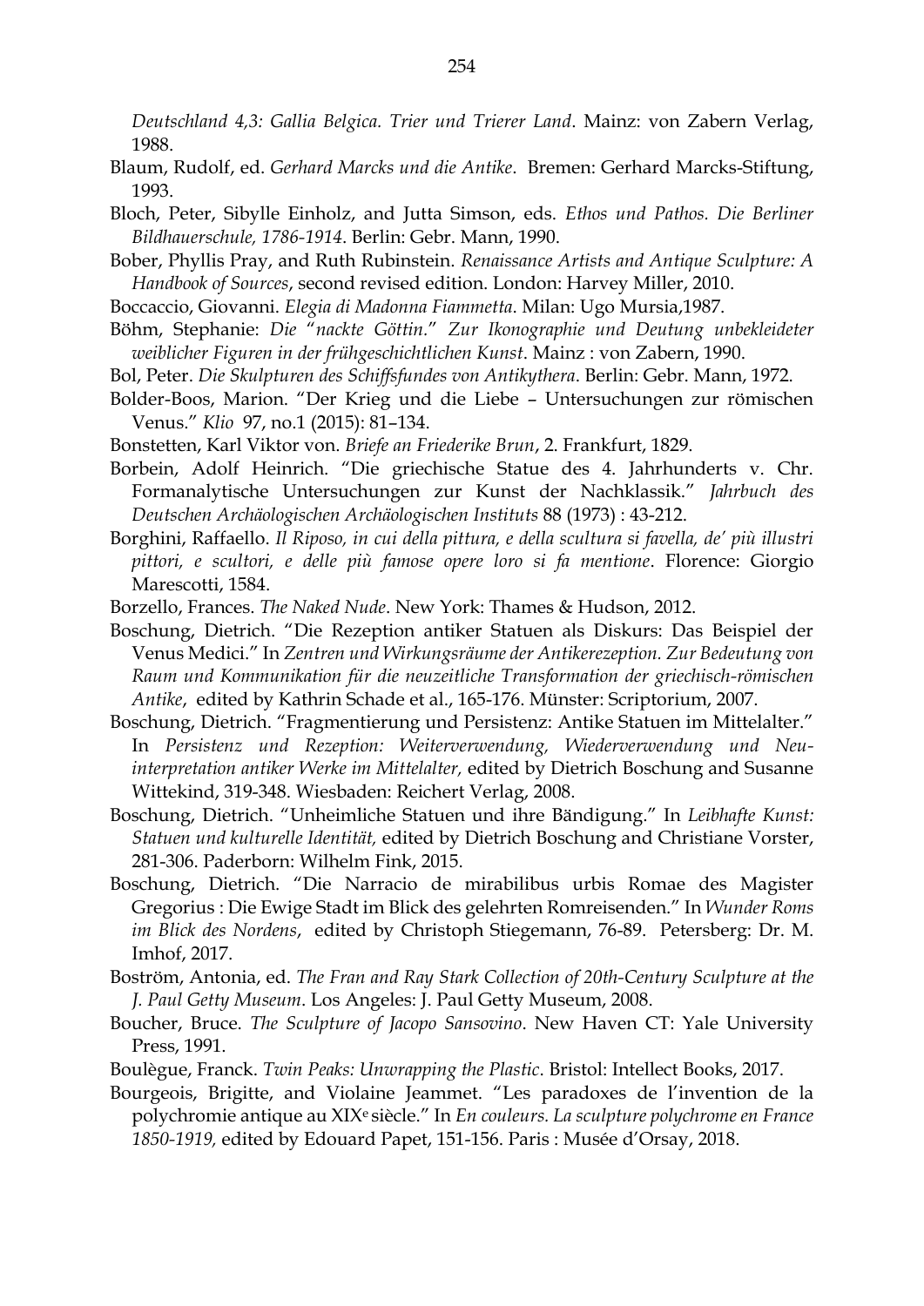*Deutschland 4,3: Gallia Belgica. Trier und Trierer Land*. Mainz: von Zabern Verlag, 1988.

Blaum, Rudolf, ed. *Gerhard Marcks und die Antike*. Bremen: Gerhard Marcks-Stiftung, 1993.

Bloch, Peter, Sibylle Einholz, and Jutta Simson, eds. *Ethos und Pathos. Die Berliner Bildhauerschule, 1786-1914*. Berlin: Gebr. Mann, 1990.

Bober, Phyllis Pray, and Ruth Rubinstein. *Renaissance Artists and Antique Sculpture: A Handbook of Sources*, second revised edition. London: Harvey Miller, 2010.

Boccaccio, Giovanni. *Elegia di Madonna Fiammetta*. Milan: Ugo Mursia,1987.

Böhm, Stephanie: *Die "nackte Göttin." Zur Ikonographie und Deutung unbekleideter weiblicher Figuren in der frühgeschichtlichen Kunst*. Mainz : von Zabern, 1990.

Bol, Peter. *Die Skulpturen des Schiffsfundes von Antikythera*. Berlin: Gebr. Mann, 1972.

Bolder-Boos, Marion. "Der Krieg und die Liebe – Untersuchungen zur römischen Venus." *Klio* 97, no.1 (2015): 81–134.

Bonstetten, Karl Viktor von. *Briefe an Friederike Brun*, 2. Frankfurt, 1829.

Borbein, Adolf Heinrich. "Die griechische Statue des 4. Jahrhunderts v. Chr. Formanalytische Untersuchungen zur Kunst der Nachklassik." *Jahrbuch des Deutschen Archäologischen Archäologischen Instituts* 88 (1973) : 43-212.

Borghini, Raffaello. *Il Riposo, in cui della pittura, e della scultura si favella, de' più illustri pittori, e scultori, e delle più famose opere loro si fa mentione*. Florence: Giorgio Marescotti, 1584.

Borzello, Frances. *The Naked Nude*. New York: Thames & Hudson, 2012.

Boschung, Dietrich. "Die Rezeption antiker Statuen als Diskurs: Das Beispiel der Venus Medici." In *Zentren und Wirkungsräume der Antikerezeption. Zur Bedeutung von Raum und Kommunikation für die neuzeitliche Transformation der griechisch-römischen Antike*, edited by Kathrin Schade et al., 165-176. Münster: Scriptorium, 2007.

Boschung, Dietrich. "Fragmentierung und Persistenz: Antike Statuen im Mittelalter." In *Persistenz und Rezeption: Weiterverwendung, Wiederverwendung und Neu-interpretation antiker Werke im Mittelalter,* edited by Dietrich Boschung and Susanne Wittekind, 319-348. Wiesbaden: Reichert Verlag, 2008.

Boschung, Dietrich. "Unheimliche Statuen und ihre Bändigung." In *Leibhafte Kunst: Statuen und kulturelle Identität,* edited by Dietrich Boschung and Christiane Vorster, 281-306. Paderborn: Wilhelm Fink, 2015.

Boschung, Dietrich. "Die Narracio de mirabilibus urbis Romae des Magister Gregorius : Die Ewige Stadt im Blick des gelehrten Romreisenden." In *Wunder Roms im Blick des Nordens*, edited by Christoph Stiegemann, 76-89. Petersberg: Dr. M. Imhof, 2017.

Boström, Antonia, ed. *The Fran and Ray Stark Collection of 20th-Century Sculpture at the J. Paul Getty Museum*. Los Angeles: J. Paul Getty Museum, 2008.

Boucher, Bruce. *The Sculpture of Jacopo Sansovino*. New Haven CT: Yale University Press, 1991.

Boulègue, Franck. *Twin Peaks: Unwrapping the Plastic*. Bristol: Intellect Books, 2017.

Bourgeois, Brigitte, and Violaine Jeammet. "Les paradoxes de l'invention de la polychromie antique au XIXe siècle." In *En couleurs. La sculpture polychrome en France 1850-1919,* edited by Edouard Papet, 151-156. Paris : Musée d'Orsay, 2018.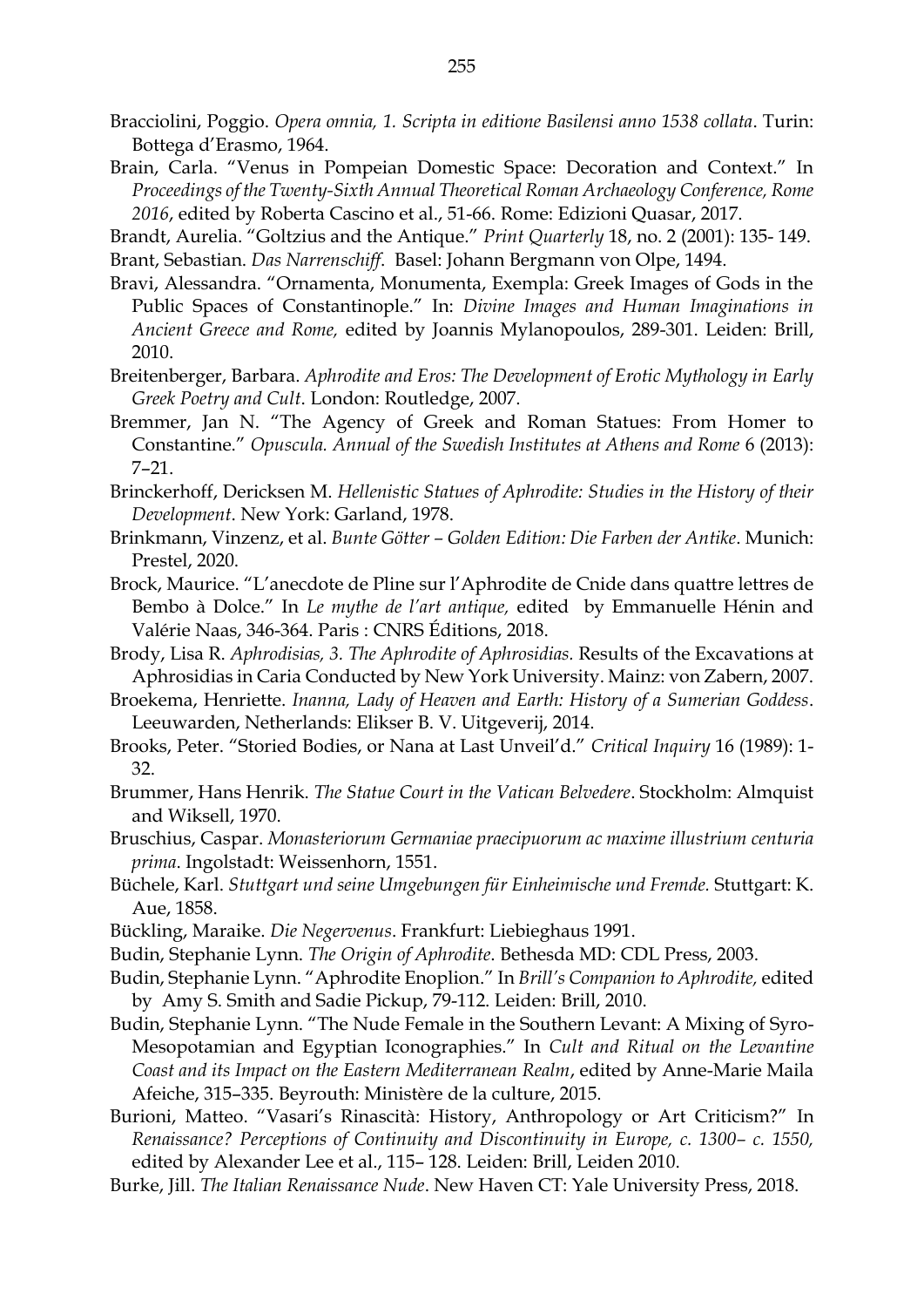Bracciolini, Poggio. *Opera omnia, 1. Scripta in editione Basilensi anno 1538 collata*. Turin: Bottega d'Erasmo, 1964.

Brain, Carla. "Venus in Pompeian Domestic Space: Decoration and Context." In *Proceedings of the Twenty-Sixth Annual Theoretical Roman Archaeology Conference, Rome 2016*, edited by Roberta Cascino et al., 51-66. Rome: Edizioni Quasar, 2017.

Brandt, Aurelia. "Goltzius and the Antique." *Print Quarterly* 18, no. 2 (2001): 135- 149.

Brant, Sebastian. *Das Narrenschiff*. Basel: Johann Bergmann von Olpe, 1494.

Bravi, Alessandra. "Ornamenta, Monumenta, Exempla: Greek Images of Gods in the Public Spaces of Constantinople." In: *Divine Images and Human Imaginations in Ancient Greece and Rome,* edited by Joannis Mylanopoulos, 289-301. Leiden: Brill, 2010.

Breitenberger, Barbara. *Aphrodite and Eros: The Development of Erotic Mythology in Early Greek Poetry and Cult*. London: Routledge, 2007.

Bremmer, Jan N. "The Agency of Greek and Roman Statues: From Homer to Constantine." *Opuscula. Annual of the Swedish Institutes at Athens and Rome* 6 (2013): 7–21.

Brinckerhoff, Dericksen M. *Hellenistic Statues of Aphrodite: Studies in the History of their Development*. New York: Garland, 1978.

Brinkmann, Vinzenz, et al. *Bunte Götter – Golden Edition: Die Farben der Antike*. Munich: Prestel, 2020.

Brock, Maurice. "L'anecdote de Pline sur l'Aphrodite de Cnide dans quattre lettres de Bembo à Dolce." In *Le mythe de l'art antique,* edited by Emmanuelle Hénin and Valérie Naas, 346-364. Paris : CNRS Éditions, 2018.

Brody, Lisa R. *Aphrodisias, 3. The Aphrodite of Aphrosidias.* Results of the Excavations at Aphrosidias in Caria Conducted by New York University. Mainz: von Zabern, 2007.

Broekema, Henriette. *Inanna, Lady of Heaven and Earth: History of a Sumerian Goddess*. Leeuwarden, Netherlands: Elikser B. V. Uitgeverij, 2014.

Brooks, Peter. "Storied Bodies, or Nana at Last Unveil'd." *Critical Inquiry* 16 (1989): 1-32.

Brummer, Hans Henrik. *The Statue Court in the Vatican Belvedere*. Stockholm: Almquist and Wiksell, 1970.

Bruschius, Caspar. *Monasteriorum Germaniae praecipuorum ac maxime illustrium centuria prima*. Ingolstadt: Weissenhorn, 1551.

Büchele, Karl. *Stuttgart und seine Umgebungen für Einheimische und Fremde.* Stuttgart: K. Aue, 1858.

Bückling, Maraike. *Die Negervenus*. Frankfurt: Liebieghaus 1991.

Budin, Stephanie Lynn. *The Origin of Aphrodite*. Bethesda MD: CDL Press, 2003.

Budin, Stephanie Lynn. "Aphrodite Enoplion." In *Brill's Companion to Aphrodite,* edited by Amy S. Smith and Sadie Pickup, 79-112. Leiden: Brill, 2010.

Budin, Stephanie Lynn. "The Nude Female in the Southern Levant: A Mixing of Syro-Mesopotamian and Egyptian Iconographies." In *Cult and Ritual on the Levantine Coast and its Impact on the Eastern Mediterranean Realm*, edited by Anne-Marie Maila Afeiche, 315–335. Beyrouth: Ministère de la culture, 2015.

Burioni, Matteo. "Vasari's Rinascità: History, Anthropology or Art Criticism?" In *Renaissance? Perceptions of Continuity and Discontinuity in Europe, c. 1300– c. 1550,* edited by Alexander Lee et al., 115– 128. Leiden: Brill, Leiden 2010.

Burke, Jill. *The Italian Renaissance Nude*. New Haven CT: Yale University Press, 2018.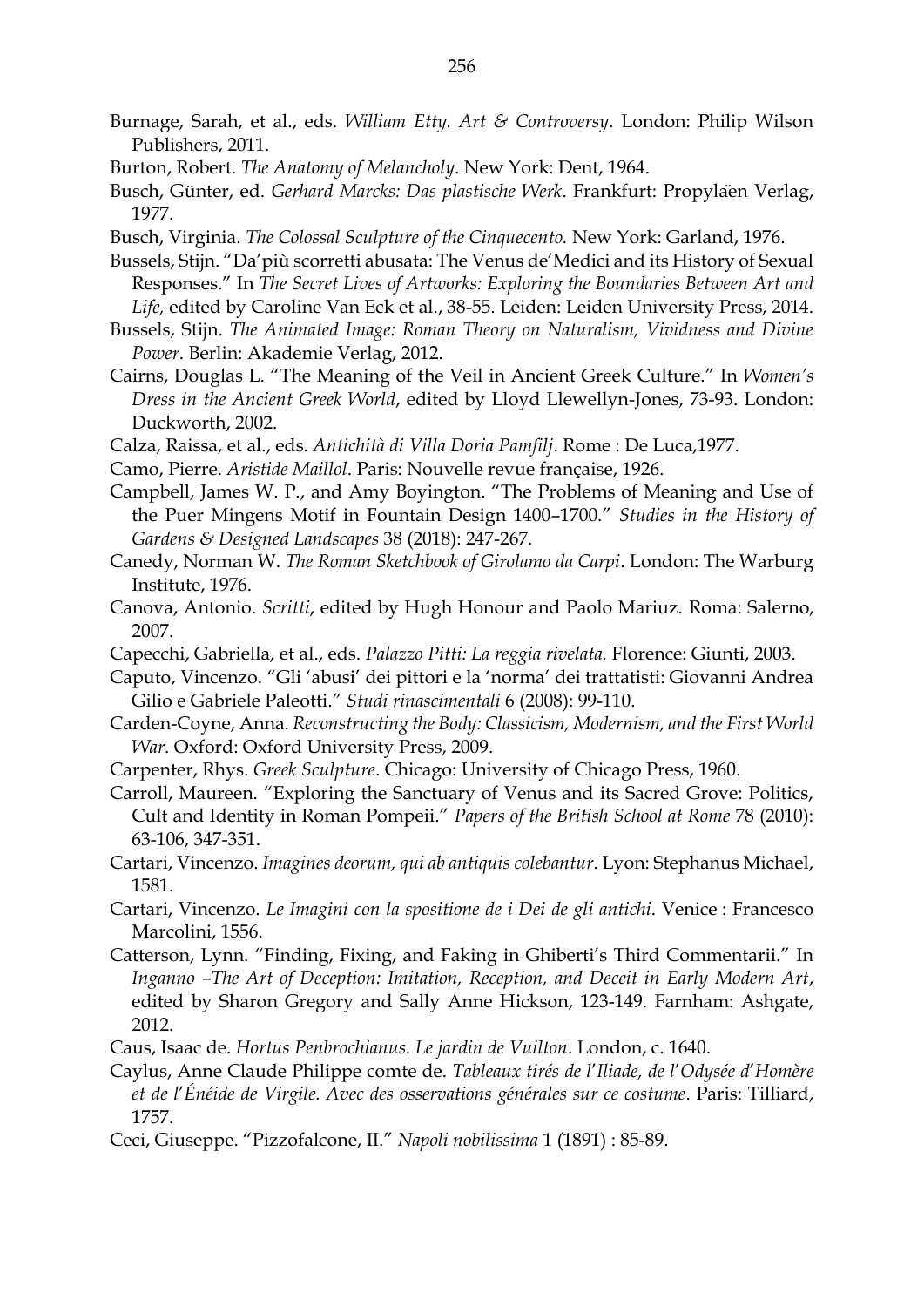Burnage, Sarah, et al., eds. *William Etty. Art & Controversy*. London: Philip Wilson Publishers, 2011.

Burton, Robert. *The Anatomy of Melancholy*. New York: Dent, 1964.

Busch, Günter, ed. *Gerhard Marcks: Das plastische Werk*. Frankfurt: Propyläen Verlag, 1977.

Busch, Virginia. *The Colossal Sculpture of the Cinquecento.* New York: Garland, 1976.

Bussels, Stijn. "Da'più scorretti abusata: The Venus de'Medici and its History of Sexual Responses." In *The Secret Lives of Artworks: Exploring the Boundaries Between Art and Life,* edited by Caroline Van Eck et al., 38-55. Leiden: Leiden University Press, 2014.

Bussels, Stijn. *The Animated Image: Roman Theory on Naturalism, Vividness and Divine Power*. Berlin: Akademie Verlag, 2012.

Cairns, Douglas L. "The Meaning of the Veil in Ancient Greek Culture." In *Women's Dress in the Ancient Greek World*, edited by Lloyd Llewellyn-Jones, 73-93. London: Duckworth, 2002.

Calza, Raissa, et al., eds. *Antichità di Villa Doria Pamfilj*. Rome : De Luca,1977.

Camo, Pierre. *Aristide Maillol*. Paris: Nouvelle revue française, 1926.

Campbell, James W. P., and Amy Boyington. "The Problems of Meaning and Use of the Puer Mingens Motif in Fountain Design 1400–1700." *Studies in the History of Gardens & Designed Landscapes* 38 (2018): 247-267.

Canedy, Norman W. *The Roman Sketchbook of Girolamo da Carpi*. London: The Warburg Institute, 1976.

Canova, Antonio. *Scritti*, edited by Hugh Honour and Paolo Mariuz. Roma: Salerno, 2007.

Capecchi, Gabriella, et al., eds. *Palazzo Pitti: La reggia rivelata.* Florence: Giunti, 2003.

Caputo, Vincenzo. "Gli 'abusi' dei pittori e la 'norma' dei trattatisti: Giovanni Andrea Gilio e Gabriele Paleotti." *Studi rinascimentali* 6 (2008): 99-110.

Carden-Coyne, Anna. *Reconstructing the Body: Classicism, Modernism, and the First World War*. Oxford: Oxford University Press, 2009.

Carpenter, Rhys. *Greek Sculpture*. Chicago: University of Chicago Press, 1960.

Carroll, Maureen. "Exploring the Sanctuary of Venus and its Sacred Grove: Politics, Cult and Identity in Roman Pompeii." *Papers of the British School at Rome* 78 (2010): 63-106, 347-351.

Cartari, Vincenzo. *Imagines deorum, qui ab antiquis colebantur*. Lyon: Stephanus Michael, 1581.

Cartari, Vincenzo. *Le Imagini con la spositione de i Dei de gli antichi*. Venice : Francesco Marcolini, 1556.

Catterson, Lynn. "Finding, Fixing, and Faking in Ghiberti's Third Commentarii." In *Inganno –The Art of Deception: Imitation, Reception, and Deceit in Early Modern Art*, edited by Sharon Gregory and Sally Anne Hickson, 123-149. Farnham: Ashgate, 2012.

Caus, Isaac de. *Hortus Penbrochianus. Le jardin de Vuilton*. London, c. 1640.

Caylus, Anne Claude Philippe comte de. *Tableaux tirés de l'Iliade, de l'Odysée d'Homère et de l'Énéide de Virgile. Avec des osservations générales sur ce costume*. Paris: Tilliard, 1757.

Ceci, Giuseppe. "Pizzofalcone, II." *Napoli nobilissima* 1 (1891) : 85-89.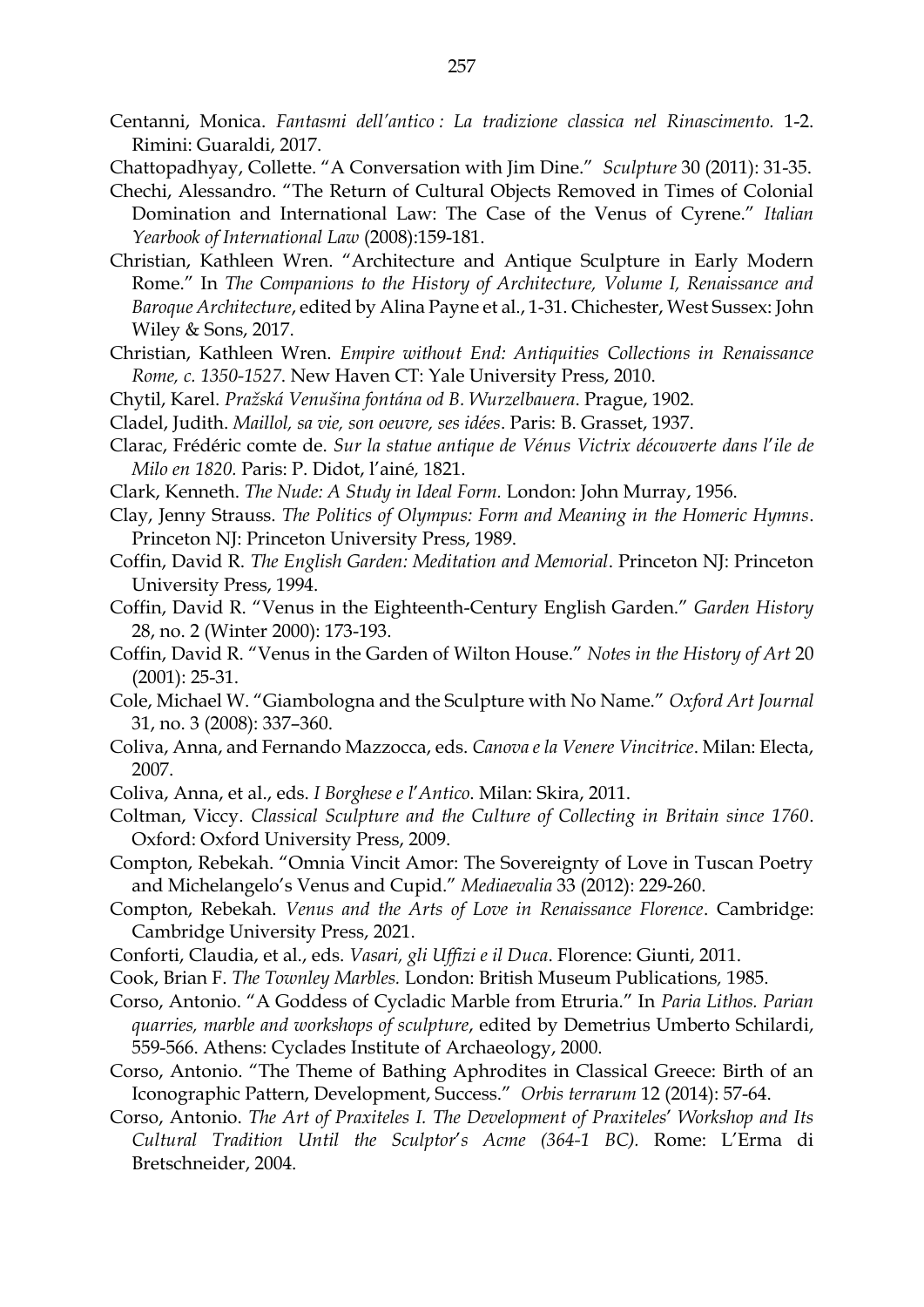Centanni, Monica. *Fantasmi dell'antico : La tradizione classica nel Rinascimento.* 1-2. Rimini: Guaraldi, 2017.

Chattopadhyay, Collette. "A Conversation with Jim Dine." *Sculpture* 30 (2011): 31-35.

Chechi, Alessandro. "The Return of Cultural Objects Removed in Times of Colonial Domination and International Law: The Case of the Venus of Cyrene." *Italian Yearbook of International Law* (2008):159-181.

Christian, Kathleen Wren. "Architecture and Antique Sculpture in Early Modern Rome." In *The Companions to the History of Architecture, Volume I, Renaissance and Baroque Architecture*, edited by Alina Payne et al., 1-31. Chichester, West Sussex: John Wiley & Sons, 2017.

Christian, Kathleen Wren. *Empire without End: Antiquities Collections in Renaissance Rome, c. 1350-1527*. New Haven CT: Yale University Press, 2010.

Chytil, Karel. *Pražská Venušina fontána od B. Wurzelbauera*. Prague, 1902.

Cladel, Judith. *Maillol, sa vie, son oeuvre, ses idées*. Paris: B. Grasset, 1937.

Clarac, Frédéric comte de. *Sur la statue antique de Vénus Victrix découverte dans l'ile de Milo en 1820.* Paris: P. Didot, l'ainé, 1821.

Clark, Kenneth. *The Nude: A Study in Ideal Form.* London: John Murray, 1956.

Clay, Jenny Strauss. *The Politics of Olympus: Form and Meaning in the Homeric Hymns*. Princeton NJ: Princeton University Press, 1989.

Coffin, David R. *The English Garden: Meditation and Memorial*. Princeton NJ: Princeton University Press, 1994.

Coffin, David R. "Venus in the Eighteenth-Century English Garden." *Garden History* 28, no. 2 (Winter 2000): 173-193.

Coffin, David R. "Venus in the Garden of Wilton House." *Notes in the History of Art* 20 (2001): 25-31.

Cole, Michael W. "Giambologna and the Sculpture with No Name." *Oxford Art Journal* 31, no. 3 (2008): 337–360.

Coliva, Anna, and Fernando Mazzocca, eds. *Canova e la Venere Vincitrice*. Milan: Electa, 2007.

Coliva, Anna, et al., eds. *I Borghese e l'Antico*. Milan: Skira, 2011.

Coltman, Viccy. *Classical Sculpture and the Culture of Collecting in Britain since 1760*. Oxford: Oxford University Press, 2009.

Compton, Rebekah. "Omnia Vincit Amor: The Sovereignty of Love in Tuscan Poetry and Michelangelo's Venus and Cupid." *Mediaevalia* 33 (2012): 229-260.

Compton, Rebekah. *Venus and the Arts of Love in Renaissance Florence*. Cambridge: Cambridge University Press, 2021.

Conforti, Claudia, et al., eds. *Vasari, gli Uffizi e il Duca*. Florence: Giunti, 2011.

Cook, Brian F. *The Townley Marbles.* London: British Museum Publications, 1985.

Corso, Antonio. "A Goddess of Cycladic Marble from Etruria." In *Paria Lithos. Parian quarries, marble and workshops of sculpture*, edited by Demetrius Umberto Schilardi, 559-566. Athens: Cyclades Institute of Archaeology, 2000.

Corso, Antonio. "The Theme of Bathing Aphrodites in Classical Greece: Birth of an Iconographic Pattern, Development, Success." *Orbis terrarum* 12 (2014): 57-64.

Corso, Antonio. *The Art of Praxiteles I. The Development of Praxiteles' Workshop and Its Cultural Tradition Until the Sculptor's Acme (364-1 BC).* Rome: L'Erma di Bretschneider, 2004.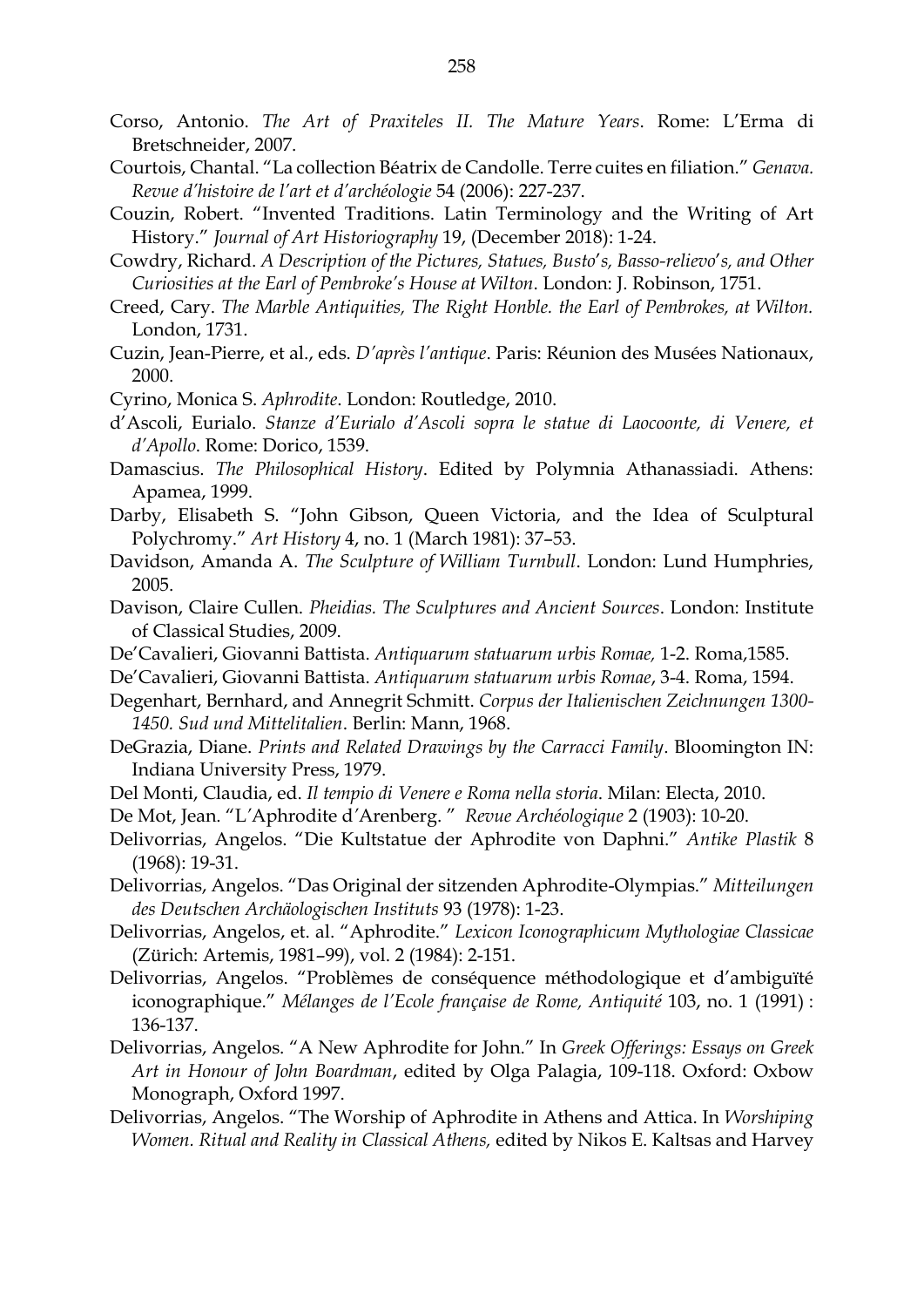Corso, Antonio. *The Art of Praxiteles II. The Mature Years*. Rome: L'Erma di Bretschneider, 2007.

Courtois, Chantal. "La collection Béatrix de Candolle. Terre cuites en filiation." *Genava. Revue d'histoire de l'art et d'archéologie* 54 (2006): 227-237.

Couzin, Robert. "Invented Traditions. Latin Terminology and the Writing of Art History." *Journal of Art Historiography* 19, (December 2018): 1-24.

Cowdry, Richard. *A Description of the Pictures, Statues, Busto's, Basso-relievo's, and Other Curiosities at the Earl of Pembroke's House at Wilton*. London: J. Robinson, 1751.

Creed, Cary. *The Marble Antiquities, The Right Honble. the Earl of Pembrokes, at Wilton.* London, 1731.

Cuzin, Jean-Pierre, et al., eds. *D'après l'antique*. Paris: Réunion des Musées Nationaux, 2000.

Cyrino, Monica S. *Aphrodite*. London: Routledge, 2010.

d'Ascoli, Eurialo. *Stanze d'Eurialo d'Ascoli sopra le statue di Laocoonte, di Venere, et d'Apollo*. Rome: Dorico, 1539.

Damascius. *The Philosophical History*. Edited by Polymnia Athanassiadi. Athens: Apamea, 1999.

Darby, Elisabeth S. "John Gibson, Queen Victoria, and the Idea of Sculptural Polychromy." *Art History* 4, no. 1 (March 1981): 37–53.

Davidson, Amanda A. *The Sculpture of William Turnbull*. London: Lund Humphries, 2005.

Davison, Claire Cullen. *Pheidias. The Sculptures and Ancient Sources*. London: Institute of Classical Studies, 2009.

De'Cavalieri, Giovanni Battista. *Antiquarum statuarum urbis Romae,* 1-2. Roma,1585.

De'Cavalieri, Giovanni Battista. *Antiquarum statuarum urbis Romae*, 3-4. Roma, 1594.

Degenhart, Bernhard, and Annegrit Schmitt. *Corpus der Italienischen Zeichnungen 1300-1450. Sud und Mittelitalien*. Berlin: Mann, 1968.

DeGrazia, Diane. *Prints and Related Drawings by the Carracci Family*. Bloomington IN: Indiana University Press, 1979.

Del Monti, Claudia, ed. *Il tempio di Venere e Roma nella storia*. Milan: Electa, 2010.

De Mot, Jean. "L'Aphrodite d'Arenberg. " *Revue Archéologique* 2 (1903): 10-20.

Delivorrias, Angelos. "Die Kultstatue der Aphrodite von Daphni." *Antike Plastik* 8 (1968): 19-31.

Delivorrias, Angelos. "Das Original der sitzenden Aphrodite-Olympias." *Mitteilungen des Deutschen Archäologischen Instituts* 93 (1978): 1-23.

Delivorrias, Angelos, et. al. "Aphrodite." *Lexicon Iconographicum Mythologiae Classicae* (Zürich: Artemis, 1981–99), vol. 2 (1984): 2-151.

Delivorrias, Angelos. "Problèmes de conséquence méthodologique et d'ambiguïté iconographique." *Mélanges de l'Ecole française de Rome, Antiquité* 103, no. 1 (1991) : 136-137.

Delivorrias, Angelos. "A New Aphrodite for John." In *Greek Offerings: Essays on Greek Art in Honour of John Boardman*, edited by Olga Palagia, 109-118. Oxford: Oxbow Monograph, Oxford 1997.

Delivorrias, Angelos. "The Worship of Aphrodite in Athens and Attica. In *Worshiping Women. Ritual and Reality in Classical Athens,* edited by Nikos E. Kaltsas and Harvey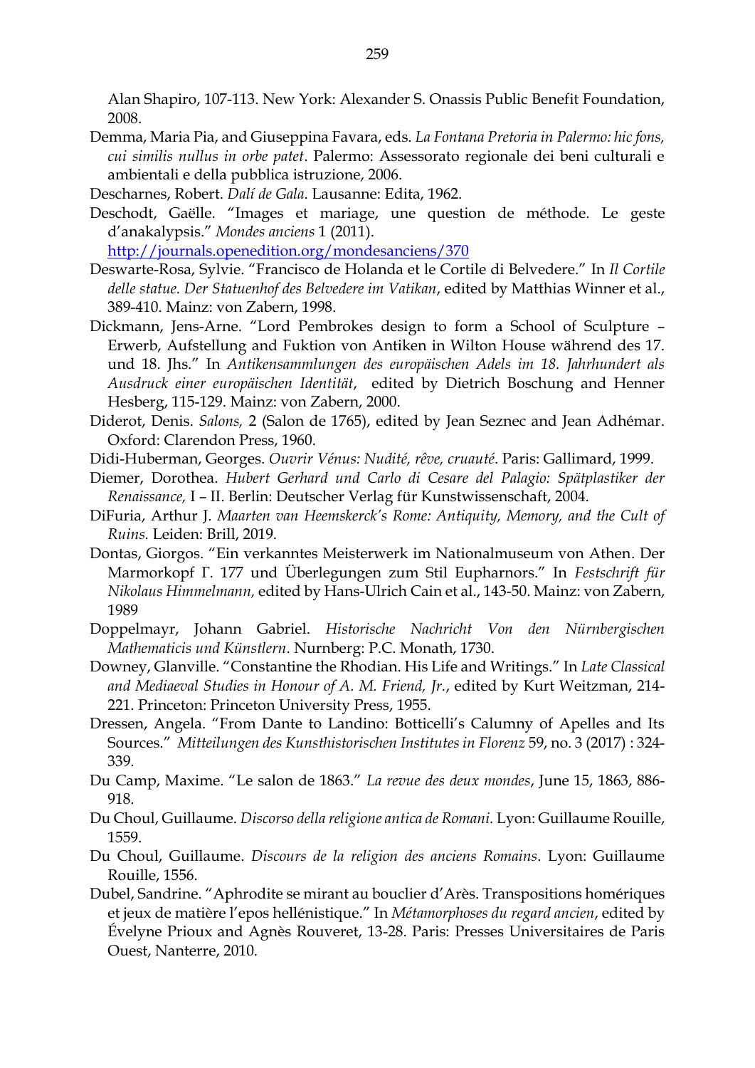Alan Shapiro, 107-113. New York: Alexander S. Onassis Public Benefit Foundation, 2008.

Demma, Maria Pia, and Giuseppina Favara, eds. *La Fontana Pretoria in Palermo: hic fons, cui similis nullus in orbe patet*. Palermo: Assessorato regionale dei beni culturali e ambientali e della pubblica istruzione, 2006.

Descharnes, Robert. *Dalí de Gala*. Lausanne: Edita, 1962.

Deschodt, Gaëlle. "Images et mariage, une question de méthode. Le geste d'anakalypsis." *Mondes anciens* 1 (2011). http://journals.openedition.org/mondesanciens/370

Deswarte-Rosa, Sylvie. "Francisco de Holanda et le Cortile di Belvedere." In *Il Cortile delle statue. Der Statuenhof des Belvedere im Vatikan*, edited by Matthias Winner et al., 389-410. Mainz: von Zabern, 1998.

Dickmann, Jens-Arne. "Lord Pembrokes design to form a School of Sculpture – Erwerb, Aufstellung and Fuktion von Antiken in Wilton House während des 17. und 18. Jhs." In *Antikensammlungen des europäischen Adels im 18. Jahrhundert als Ausdruck einer europäischen Identität*, edited by Dietrich Boschung and Henner Hesberg, 115-129. Mainz: von Zabern, 2000.

Diderot, Denis. *Salons,* 2 (Salon de 1765), edited by Jean Seznec and Jean Adhémar. Oxford: Clarendon Press, 1960.

Didi-Huberman, Georges. *Ouvrir Vénus: Nudité, rêve, cruauté*. Paris: Gallimard, 1999.

Diemer, Dorothea. *Hubert Gerhard und Carlo di Cesare del Palagio: Spätplastiker der Renaissance,* I – II. Berlin: Deutscher Verlag für Kunstwissenschaft, 2004.

DiFuria, Arthur J. *Maarten van Heemskerck's Rome: Antiquity, Memory, and the Cult of Ruins.* Leiden: Brill, 2019.

Dontas, Giorgos. "Ein verkanntes Meisterwerk im Nationalmuseum von Athen. Der Marmorkopf Γ. 177 und Überlegungen zum Stil Euphamors." In *Festschrift für Nikolaus Himmelmann,* edited by Hans-Ulrich Cain et al., 143-50. Mainz: von Zabern, 1989

Doppelmayr, Johann Gabriel. *Historische Nachricht Von den Nürnbergischen Mathematicis und Künstlern*. Nurnberg: P.C. Monath, 1730.

Downey, Glanville. "Constantine the Rhodian. His Life and Writings." In *Late Classical and Mediaeval Studies in Honour of A. M. Friend, Jr.*, edited by Kurt Weitzman, 214-221. Princeton: Princeton University Press, 1955.

Dressen, Angela. "From Dante to Landino: Botticelli's Calumny of Apelles and Its Sources." *Mitteilungen des Kunsthistorischen Institutes in Florenz* 59, no. 3 (2017) : 324-339.

Du Camp, Maxime. "Le salon de 1863." *La revue des deux mondes*, June 15, 1863, 886-918.

Du Choul, Guillaume. *Discorso della religione antica de Romani.* Lyon: Guillaume Rouille, 1559.

Du Choul, Guillaume. *Discours de la religion des anciens Romains*. Lyon: Guillaume Rouille, 1556.

Dubel, Sandrine. "Aphrodite se mirant au bouclier d'Arès. Transpositions homériques et jeux de matière l'epos hellénistique." In *Métamorphoses du regard ancien*, edited by Évelyne Prioux and Agnès Rouveret, 13-28. Paris: Presses Universitaires de Paris Ouest, Nanterre, 2010.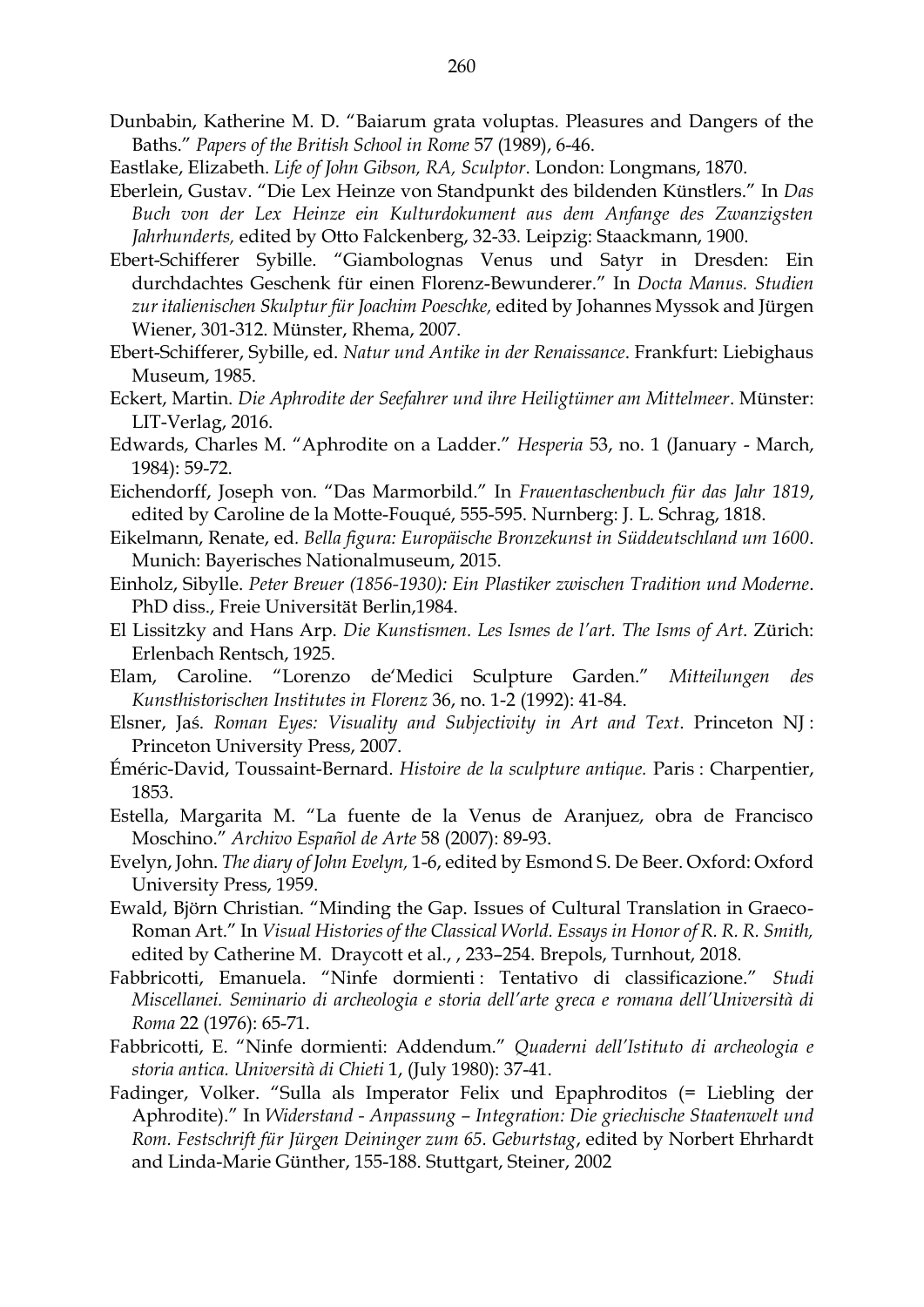Dunbabin, Katherine M. D. "Baiarum grata voluptas. Pleasures and Dangers of the Baths." *Papers of the British School in Rome* 57 (1989), 6-46.

Eastlake, Elizabeth. *Life of John Gibson, RA, Sculptor*. London: Longmans, 1870.

Eberlein, Gustav. "Die Lex Heinze von Standpunkt des bildenden Künstlers." In *Das Buch von der Lex Heinze ein Kulturdokument aus dem Anfange des Zwanzigsten Jahrhunderts,* edited by Otto Falckenberg, 32-33. Leipzig: Staackmann, 1900.

Ebert-Schifferer Sybille. "Giambolognas Venus und Satyr in Dresden: Ein durchdachtes Geschenk für einen Florenz-Bewunderer." In *Docta Manus. Studien zur italienischen Skulptur für Joachim Poeschke,* edited by Johannes Myssok and Jürgen Wiener, 301-312. Münster, Rhema, 2007.

Ebert-Schifferer, Sybille, ed. *Natur und Antike in der Renaissance*. Frankfurt: Liebighaus Museum, 1985.

Eckert, Martin. *Die Aphrodite der Seefahrer und ihre Heiligtümer am Mittelmeer*. Münster: LIT-Verlag, 2016.

Edwards, Charles M. "Aphrodite on a Ladder." *Hesperia* 53, no. 1 (January - March, 1984): 59-72.

Eichendorff, Joseph von. "Das Marmorbild." In *Frauentaschenbuch für das Jahr 1819*, edited by Caroline de la Motte-Fouqué, 555-595. Nurnberg: J. L. Schrag, 1818.

Eikelmann, Renate, ed. *Bella figura: Europäische Bronzekunst in Süddeutschland um 1600*. Munich: Bayerisches Nationalmuseum, 2015.

Einholz, Sibylle. *Peter Breuer (1856-1930): Ein Plastiker zwischen Tradition und Moderne*. PhD diss., Freie Universität Berlin,1984.

El Lissitzky and Hans Arp. *Die Kunstismen. Les Ismes de l'art. The Isms of Art*. Zürich: Erlenbach Rentsch, 1925.

Elam, Caroline. "Lorenzo de'Medici Sculpture Garden." *Mitteilungen des Kunsthistorischen Institutes in Florenz* 36, no. 1-2 (1992): 41-84.

Elsner, Jaś. *Roman Eyes: Visuality and Subjectivity in Art and Text*. Princeton NJ : Princeton University Press, 2007.

Éméric-David, Toussaint-Bernard. *Histoire de la sculpture antique.* Paris : Charpentier, 1853.

Estella, Margarita M. "La fuente de la Venus de Aranjuez, obra de Francisco Moschino." *Archivo Español de Arte* 58 (2007): 89-93.

Evelyn, John. *The diary of John Evelyn,* 1-6, edited by Esmond S. De Beer. Oxford: Oxford University Press, 1959.

Ewald, Björn Christian. "Minding the Gap. Issues of Cultural Translation in Graeco-Roman Art." In *Visual Histories of the Classical World. Essays in Honor of R. R. R. Smith,* edited by Catherine M. Draycott et al., , 233–254. Brepols, Turnhout, 2018.

Fabbricotti, Emanuela. "Ninfe dormienti : Tentativo di classificazione." *Studi Miscellanei. Seminario di archeologia e storia dell'arte greca e romana dell'Università di Roma* 22 (1976): 65-71.

Fabbricotti, E. "Ninfe dormienti: Addendum." *Quaderni dell'Istituto di archeologia e storia antica. Università di Chieti* 1, (July 1980): 37-41.

Fadinger, Volker. "Sulla als Imperator Felix und Epaphroditos (= Liebling der Aphrodite)." In *Widerstand - Anpassung – Integration: Die griechische Staatenwelt und Rom. Festschrift für Jürgen Deininger zum 65. Geburtstag*, edited by Norbert Ehrhardt and Linda-Marie Günther, 155-188. Stuttgart, Steiner, 2002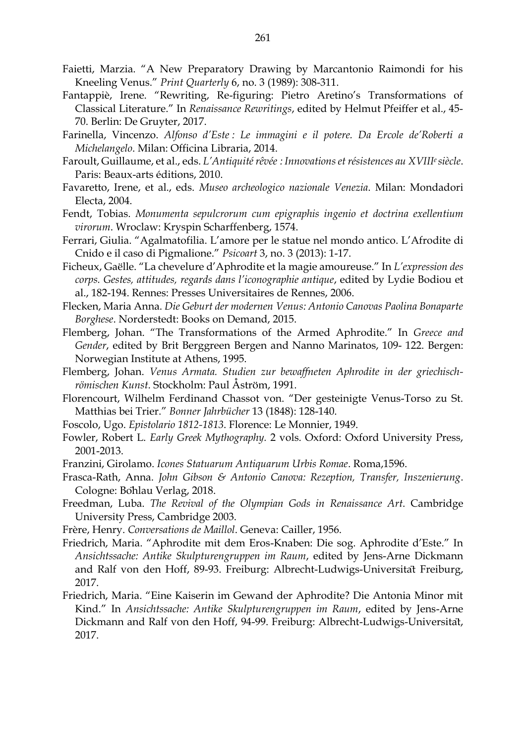Faietti, Marzia. "A New Preparatory Drawing by Marcantonio Raimondi for his Kneeling Venus." *Print Quarterly* 6, no. 3 (1989): 308-311.

Fantappiè, Irene. "Rewriting, Re-figuring: Pietro Aretino's Transformations of Classical Literature." In *Renaissance Rewritings*, edited by Helmut Pfeiffer et al., 45-70. Berlin: De Gruyter, 2017.

Farinella, Vincenzo. *Alfonso d'Este : Le immagini e il potere. Da Ercole de'Roberti a Michelangelo*. Milan: Officina Libraria, 2014.

Faroult, Guillaume, et al., eds. *L'Antiquité rêvée : Innovations et résistences au XVIII*[e] *siècle*. Paris: Beaux-arts éditions, 2010.

Favaretto, Irene, et al., eds. *Museo archeologico nazionale Venezia*. Milan: Mondadori Electa, 2004.

Fendt, Tobias. *Monumenta sepulcrorum cum epigraphis ingenio et doctrina exellentium virorum*. Wroclaw: Kryspin Scharffenberg, 1574.

Ferrari, Giulia. "Agalmatofilia. L'amore per le statue nel mondo antico. L'Afrodite di Cnido e il caso di Pigmalione." *Psicoart* 3, no. 3 (2013): 1-17.

Ficheux, Gaëlle. "La chevelure d'Aphrodite et la magie amoureuse." In *L'expression des corps. Gestes, attitudes, regards dans l'iconographie antique*, edited by Lydie Bodiou et al., 182-194. Rennes: Presses Universitaires de Rennes, 2006.

Flecken, Maria Anna. *Die Geburt der modernen Venus: Antonio Canovas Paolina Bonaparte Borghese*. Norderstedt: Books on Demand, 2015.

Flemberg, Johan. "The Transformations of the Armed Aphrodite." In *Greece and Gender*, edited by Brit Berggreen Bergen and Nanno Marinatos, 109- 122. Bergen: Norwegian Institute at Athens, 1995.

Flemberg, Johan. *Venus Armata. Studien zur bewaffneten Aphrodite in der griechisch-römischen Kunst*. Stockholm: Paul Åström, 1991.

Florencourt, Wilhelm Ferdinand Chassot von. "Der gesteinigte Venus-Torso zu St. Matthias bei Trier." *Bonner Jahrbücher* 13 (1848): 128-140.

Foscolo, Ugo. *Epistolario 1812-1813*. Florence: Le Monnier, 1949.

Fowler, Robert L. *Early Greek Mythography.* 2 vols. Oxford: Oxford University Press, 2001-2013.

Franzini, Girolamo. *Icones Statuarum Antiquarum Urbis Romae*. Roma,1596.

Frasca-Rath, Anna. *John Gibson & Antonio Canova: Rezeption, Transfer, Inszenierung*. Cologne: Böhlau Verlag, 2018.

Freedman, Luba. *The Revival of the Olympian Gods in Renaissance Art*. Cambridge University Press, Cambridge 2003.

Frère, Henry. *Conversations de Maillol*. Geneva: Cailler, 1956.

Friedrich, Maria. "Aphrodite mit dem Eros-Knaben: Die sog. Aphrodite d'Este." In *Ansichtssache: Antike Skulpturengruppen im Raum*, edited by Jens-Arne Dickmann and Ralf von den Hoff, 89-93. Freiburg: Albrecht-Ludwigs-Universität Freiburg, 2017.

Friedrich, Maria. "Eine Kaiserin im Gewand der Aphrodite? Die Antonia Minor mit Kind." In *Ansichtssache: Antike Skulpturengruppen im Raum*, edited by Jens-Arne Dickmann and Ralf von den Hoff, 94-99. Freiburg: Albrecht-Ludwigs-Universität, 2017.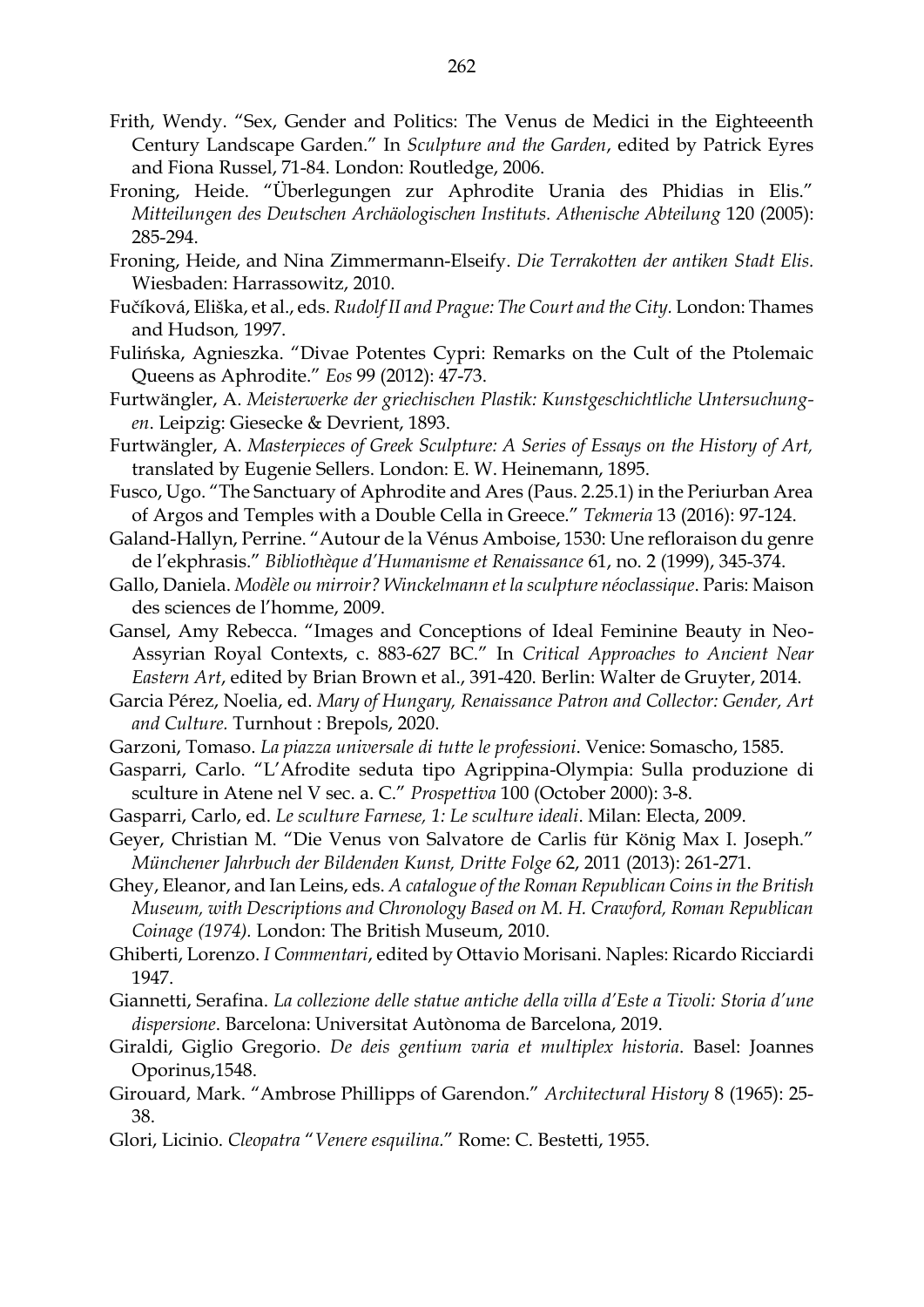Frith, Wendy. "Sex, Gender and Politics: The Venus de Medici in the Eighteeenth Century Landscape Garden." In *Sculpture and the Garden*, edited by Patrick Eyres and Fiona Russel, 71-84. London: Routledge, 2006.

Froning, Heide. "Überlegungen zur Aphrodite Urania des Phidias in Elis." *Mitteilungen des Deutschen Archäologischen Instituts. Athenische Abteilung* 120 (2005): 285-294.

Froning, Heide, and Nina Zimmermann-Elseify. *Die Terrakotten der antiken Stadt Elis.* Wiesbaden: Harrassowitz, 2010.

Fučíková, Eliška, et al., eds. *Rudolf II and Prague: The Court and the City.* London: Thames and Hudson, 1997.

Fulińska, Agnieszka. "Divae Potentes Cypri: Remarks on the Cult of the Ptolemaic Queens as Aphrodite." *Eos* 99 (2012): 47-73.

Furtwängler, A. *Meisterwerke der griechischen Plastik: Kunstgeschichtliche Untersuchungen*. Leipzig: Giesecke & Devrient, 1893.

Furtwängler, A. *Masterpieces of Greek Sculpture: A Series of Essays on the History of Art,* translated by Eugenie Sellers. London: E. W. Heinemann, 1895.

Fusco, Ugo. "The Sanctuary of Aphrodite and Ares (Paus. 2.25.1) in the Periurban Area of Argos and Temples with a Double Cella in Greece." *Tekmeria* 13 (2016): 97-124.

Galand-Hallyn, Perrine. "Autour de la Vénus Amboise, 1530: Une refloraison du genre de l'ekphrasis." *Bibliothèque d'Humanisme et Renaissance* 61, no. 2 (1999), 345-374.

Gallo, Daniela. *Modèle ou mirroir? Winckelmann et la sculpture néoclassique*. Paris: Maison des sciences de l'homme, 2009.

Gansel, Amy Rebecca. "Images and Conceptions of Ideal Feminine Beauty in Neo-Assyrian Royal Contexts, c. 883-627 BC." In *Critical Approaches to Ancient Near Eastern Art*, edited by Brian Brown et al., 391-420. Berlin: Walter de Gruyter, 2014.

Garcia Pérez, Noelia, ed. *Mary of Hungary, Renaissance Patron and Collector: Gender, Art and Culture.* Turnhout : Brepols, 2020.

Garzoni, Tomaso. *La piazza universale di tutte le professioni*. Venice: Somascho, 1585.

Gasparri, Carlo. "L'Afrodite seduta tipo Agrippina-Olympia: Sulla produzione di sculture in Atene nel V sec. a. C." *Prospettiva* 100 (October 2000): 3-8.

Gasparri, Carlo, ed. *Le sculture Farnese, 1: Le sculture ideali*. Milan: Electa, 2009.

Geyer, Christian M. "Die Venus von Salvatore de Carlis für König Max I. Joseph." *Münchener Jahrbuch der Bildenden Kunst, Dritte Folge* 62, 2011 (2013): 261-271.

Ghey, Eleanor, and Ian Leins, eds. *A catalogue of the Roman Republican Coins in the British Museum, with Descriptions and Chronology Based on M. H. Crawford, Roman Republican Coinage (1974).* London: The British Museum, 2010.

Ghiberti, Lorenzo. *I Commentari*, edited by Ottavio Morisani. Naples: Ricardo Ricciardi 1947.

Giannetti, Serafina. *La collezione delle statue antiche della villa d'Este a Tivoli: Storia d'une dispersione*. Barcelona: Universitat Autònoma de Barcelona, 2019.

Giraldi, Giglio Gregorio. *De deis gentium varia et multiplex historia*. Basel: Joannes Oporinus,1548.

Girouard, Mark. "Ambrose Phillipps of Garendon." *Architectural History* 8 (1965): 25-38.

Glori, Licinio. *Cleopatra* "*Venere esquilina*." Rome: C. Bestetti, 1955.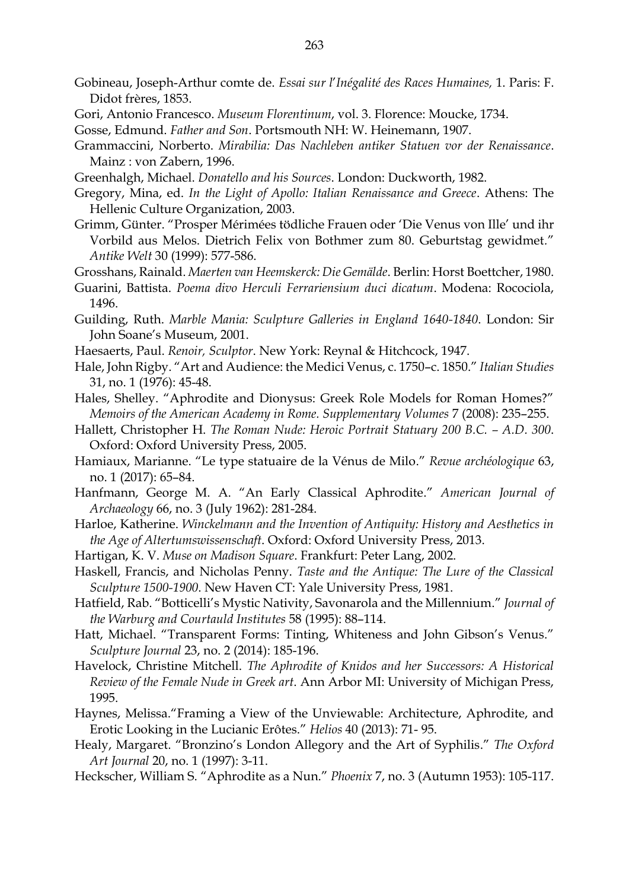Gobineau, Joseph-Arthur comte de. *Essai sur l'Inégalité des Races Humaines,* 1. Paris: F. Didot frères, 1853.

Gori, Antonio Francesco. *Museum Florentinum*, vol. 3. Florence: Moucke, 1734.

Gosse, Edmund. *Father and Son*. Portsmouth NH: W. Heinemann, 1907.

Grammaccini, Norberto. *Mirabilia: Das Nachleben antiker Statuen vor der Renaissance*. Mainz : von Zabern, 1996.

Greenhalgh, Michael. *Donatello and his Sources*. London: Duckworth, 1982.

Gregory, Mina, ed. *In the Light of Apollo: Italian Renaissance and Greece*. Athens: The Hellenic Culture Organization, 2003.

Grimm, Günter. "Prosper Mérimées tödliche Frauen oder 'Die Venus von Ille' und ihr Vorbild aus Melos. Dietrich Felix von Bothmer zum 80. Geburtstag gewidmet." *Antike Welt* 30 (1999): 577-586.

Grosshans, Rainald. *Maerten van Heemskerck: Die Gemälde*. Berlin: Horst Boettcher, 1980.

Guarini, Battista. *Poema divo Herculi Ferrariensium duci dicatum*. Modena: Rocociola, 1496.

Guilding, Ruth. *Marble Mania: Sculpture Galleries in England 1640-1840*. London: Sir John Soane's Museum, 2001.

Haesaerts, Paul. *Renoir, Sculptor*. New York: Reynal & Hitchcock, 1947.

Hale, John Rigby. "Art and Audience: the Medici Venus, c. 1750–c. 1850." *Italian Studies* 31, no. 1 (1976): 45-48.

Hales, Shelley. "Aphrodite and Dionysus: Greek Role Models for Roman Homes?" *Memoirs of the American Academy in Rome. Supplementary Volumes* 7 (2008): 235–255.

Hallett, Christopher H. *The Roman Nude: Heroic Portrait Statuary 200 B.C. – A.D. 300*. Oxford: Oxford University Press, 2005.

Hamiaux, Marianne. "Le type statuaire de la Vénus de Milo." *Revue archéologique* 63, no. 1 (2017): 65–84.

Hanfmann, George M. A. "An Early Classical Aphrodite." *American Journal of Archaeology* 66, no. 3 (July 1962): 281-284.

Harloe, Katherine. *Winckelmann and the Invention of Antiquity: History and Aesthetics in the Age of Altertumswissenschaft*. Oxford: Oxford University Press, 2013.

Hartigan, K. V. *Muse on Madison Square*. Frankfurt: Peter Lang, 2002.

Haskell, Francis, and Nicholas Penny. *Taste and the Antique: The Lure of the Classical Sculpture 1500-1900*. New Haven CT: Yale University Press, 1981.

Hatfield, Rab. "Botticelli's Mystic Nativity, Savonarola and the Millennium." *Journal of the Warburg and Courtauld Institutes* 58 (1995): 88–114.

Hatt, Michael. "Transparent Forms: Tinting, Whiteness and John Gibson's Venus." *Sculpture Journal* 23, no. 2 (2014): 185-196.

Havelock, Christine Mitchell. *The Aphrodite of Knidos and her Successors: A Historical Review of the Female Nude in Greek art*. Ann Arbor MI: University of Michigan Press, 1995.

Haynes, Melissa."Framing a View of the Unviewable: Architecture, Aphrodite, and Erotic Looking in the Lucianic Erôtes." *Helios* 40 (2013): 71- 95.

Healy, Margaret. "Bronzino's London Allegory and the Art of Syphilis." *The Oxford Art Journal* 20, no. 1 (1997): 3-11.

Heckscher, William S. "Aphrodite as a Nun." *Phoenix* 7, no. 3 (Autumn 1953): 105-117.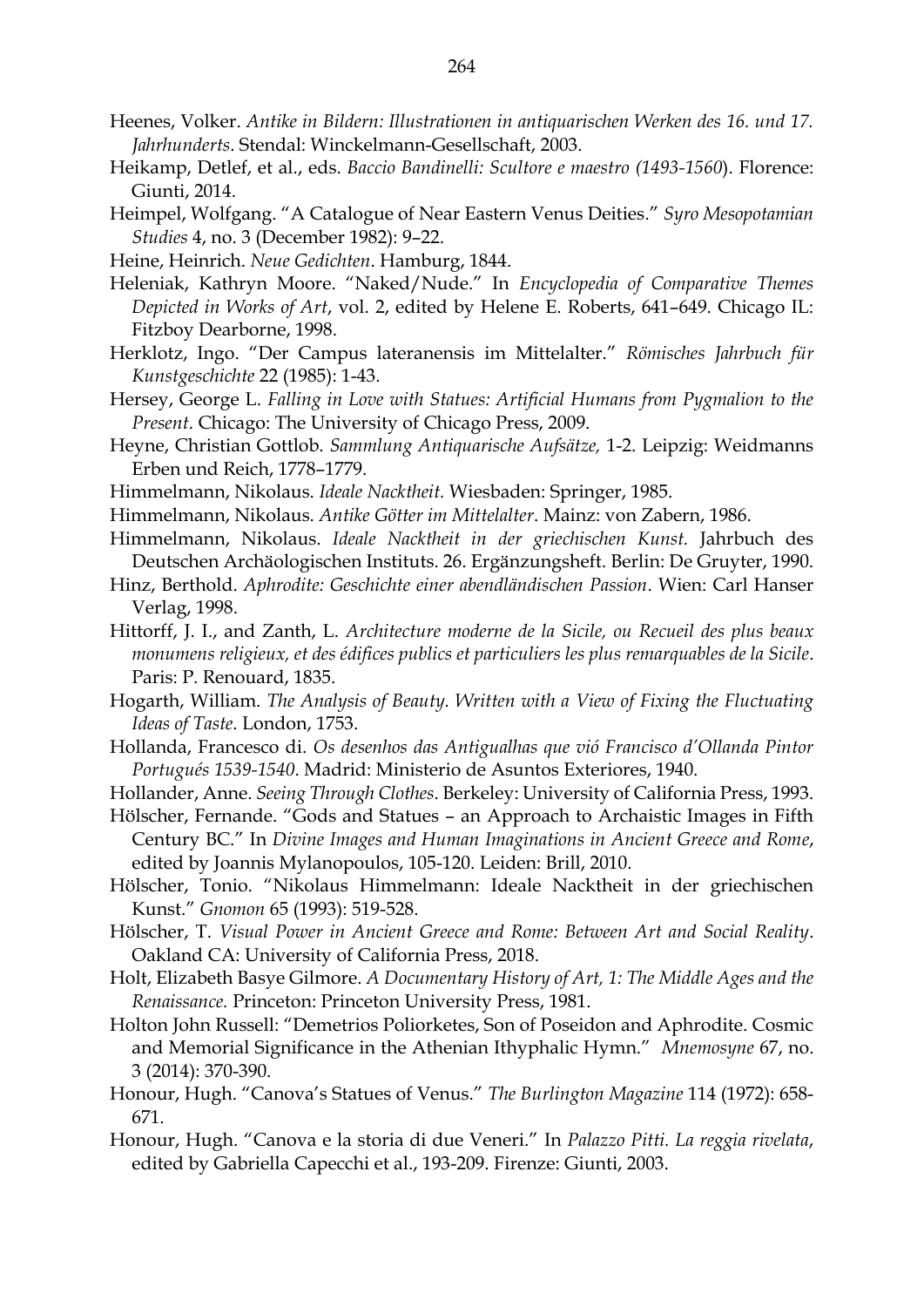Heenes, Volker. *Antike in Bildern: Illustrationen in antiquarischen Werken des 16. und 17. Jahrhunderts*. Stendal: Winckelmann-Gesellschaft, 2003.

Heikamp, Detlef, et al., eds. *Baccio Bandinelli: Scultore e maestro (1493-1560*). Florence: Giunti, 2014.

Heimpel, Wolfgang. "A Catalogue of Near Eastern Venus Deities." *Syro Mesopotamian Studies* 4, no. 3 (December 1982): 9–22.

Heine, Heinrich. *Neue Gedichten*. Hamburg, 1844.

Heleniak, Kathryn Moore. "Naked/Nude." In *Encyclopedia of Comparative Themes Depicted in Works of Art*, vol. 2, edited by Helene E. Roberts, 641–649. Chicago IL: Fitzboy Dearborne, 1998.

Herklotz, Ingo. "Der Campus lateranensis im Mittelalter." *Römisches Jahrbuch für Kunstgeschichte* 22 (1985): 1-43.

Hersey, George L. *Falling in Love with Statues: Artificial Humans from Pygmalion to the Present*. Chicago: The University of Chicago Press, 2009.

Heyne, Christian Gottlob. *Sammlung Antiquarische Aufsätze,* 1-2. Leipzig: Weidmanns Erben und Reich, 1778–1779.

Himmelmann, Nikolaus. *Ideale Nacktheit.* Wiesbaden: Springer, 1985.

Himmelmann, Nikolaus. *Antike Götter im Mittelalter*. Mainz: von Zabern, 1986.

Himmelmann, Nikolaus. *Ideale Nacktheit in der griechischen Kunst.* Jahrbuch des Deutschen Archäologischen Instituts. 26. Ergänzungsheft. Berlin: De Gruyter, 1990.

Hinz, Berthold. *Aphrodite: Geschichte einer abendländischen Passion*. Wien: Carl Hanser Verlag, 1998.

Hittorff, J. I., and Zanth, L. *Architecture moderne de la Sicile, ou Recueil des plus beaux monumens religieux, et des édifices publics et particuliers les plus remarquables de la Sicile*. Paris: P. Renouard, 1835.

Hogarth, William. *The Analysis of Beauty. Written with a View of Fixing the Fluctuating Ideas of Taste*. London, 1753.

Hollanda, Francesco di. *Os desenhos das Antigualhas que vió Francisco d'Ollanda Pintor Portugués 1539-1540*. Madrid: Ministerio de Asuntos Exteriores, 1940.

Hollander, Anne. *Seeing Through Clothes*. Berkeley: University of California Press, 1993.

Hölscher, Fernande. "Gods and Statues – an Approach to Archaistic Images in Fifth Century BC." In *Divine Images and Human Imaginations in Ancient Greece and Rome*, edited by Joannis Mylanopoulos, 105-120. Leiden: Brill, 2010.

Hölscher, Tonio. "Nikolaus Himmelmann: Ideale Nacktheit in der griechischen Kunst." *Gnomon* 65 (1993): 519-528.

Hölscher, T. *Visual Power in Ancient Greece and Rome: Between Art and Social Reality*. Oakland CA: University of California Press, 2018.

Holt, Elizabeth Basye Gilmore. *A Documentary History of Art, 1: The Middle Ages and the Renaissance.* Princeton: Princeton University Press, 1981.

Holton John Russell: "Demetrios Poliorketes, Son of Poseidon and Aphrodite. Cosmic and Memorial Significance in the Athenian Ithyphalic Hymn." *Mnemosyne* 67, no. 3 (2014): 370-390.

Honour, Hugh. "Canova's Statues of Venus." *The Burlington Magazine* 114 (1972): 658-671.

Honour, Hugh. "Canova e la storia di due Veneri." In *Palazzo Pitti. La reggia rivelata*, edited by Gabriella Capecchi et al., 193-209. Firenze: Giunti, 2003.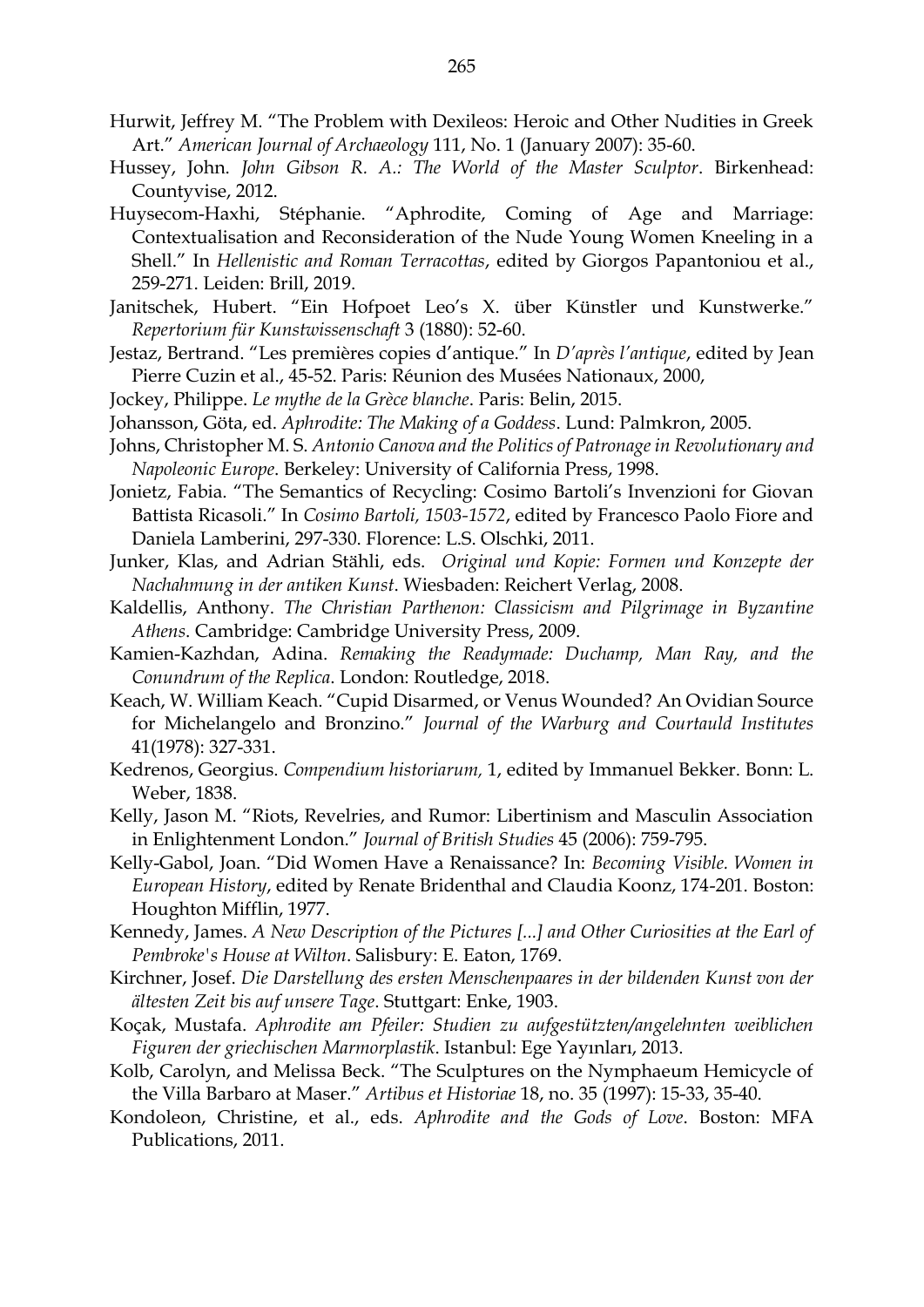Hurwit, Jeffrey M. "The Problem with Dexileos: Heroic and Other Nudities in Greek Art." *American Journal of Archaeology* 111, No. 1 (January 2007): 35-60.

Hussey, John. *John Gibson R. A.: The World of the Master Sculptor*. Birkenhead: Countyvise, 2012.

Huysecom-Haxhi, Stéphanie. "Aphrodite, Coming of Age and Marriage: Contextualisation and Reconsideration of the Nude Young Women Kneeling in a Shell." In *Hellenistic and Roman Terracottas*, edited by Giorgos Papantoniou et al., 259-271. Leiden: Brill, 2019.

Janitschek, Hubert. "Ein Hofpoet Leo's X. über Künstler und Kunstwerke." *Repertorium für Kunstwissenschaft* 3 (1880): 52-60.

Jestaz, Bertrand. "Les premières copies d'antique." In *D'après l'antique*, edited by Jean Pierre Cuzin et al., 45-52. Paris: Réunion des Musées Nationaux, 2000,

Jockey, Philippe. *Le mythe de la Grèce blanche*. Paris: Belin, 2015.

Johansson, Göta, ed. *Aphrodite: The Making of a Goddess*. Lund: Palmkron, 2005.

Johns, Christopher M. S. *Antonio Canova and the Politics of Patronage in Revolutionary and Napoleonic Europe*. Berkeley: University of California Press, 1998.

Jonietz, Fabia. "The Semantics of Recycling: Cosimo Bartoli's Invenzioni for Giovan Battista Ricasoli." In *Cosimo Bartoli, 1503-1572*, edited by Francesco Paolo Fiore and Daniela Lamberini, 297-330. Florence: L.S. Olschki, 2011.

Junker, Klas, and Adrian Stähli, eds. *Original und Kopie: Formen und Konzepte der Nachahmung in der antiken Kunst*. Wiesbaden: Reichert Verlag, 2008.

Kaldellis, Anthony. *The Christian Parthenon: Classicism and Pilgrimage in Byzantine Athens*. Cambridge: Cambridge University Press, 2009.

Kamien-Kazhdan, Adina. *Remaking the Readymade: Duchamp, Man Ray, and the Conundrum of the Replica*. London: Routledge, 2018.

Keach, W. William Keach. "Cupid Disarmed, or Venus Wounded? An Ovidian Source for Michelangelo and Bronzino." *Journal of the Warburg and Courtauld Institutes* 41(1978): 327-331.

Kedrenos, Georgius. *Compendium historiarum,* 1, edited by Immanuel Bekker. Bonn: L. Weber, 1838.

Kelly, Jason M. "Riots, Revelries, and Rumor: Libertinism and Masculin Association in Enlightenment London." *Journal of British Studies* 45 (2006): 759-795.

Kelly-Gabol, Joan. "Did Women Have a Renaissance? In: *Becoming Visible. Women in European History*, edited by Renate Bridenthal and Claudia Koonz, 174-201. Boston: Houghton Mifflin, 1977.

Kennedy, James. *A New Description of the Pictures [...] and Other Curiosities at the Earl of Pembroke's House at Wilton*. Salisbury: E. Eaton, 1769.

Kirchner, Josef. *Die Darstellung des ersten Menschenpaares in der bildenden Kunst von der ältesten Zeit bis auf unsere Tage*. Stuttgart: Enke, 1903.

Koçak, Mustafa. *Aphrodite am Pfeiler: Studien zu aufgestützten/angelehnten weiblichen Figuren der griechischen Marmorplastik*. Istanbul: Ege Yayınları, 2013.

Kolb, Carolyn, and Melissa Beck. "The Sculptures on the Nymphaeum Hemicycle of the Villa Barbaro at Maser." *Artibus et Historiae* 18, no. 35 (1997): 15-33, 35-40.

Kondoleon, Christine, et al., eds. *Aphrodite and the Gods of Love*. Boston: MFA Publications, 2011.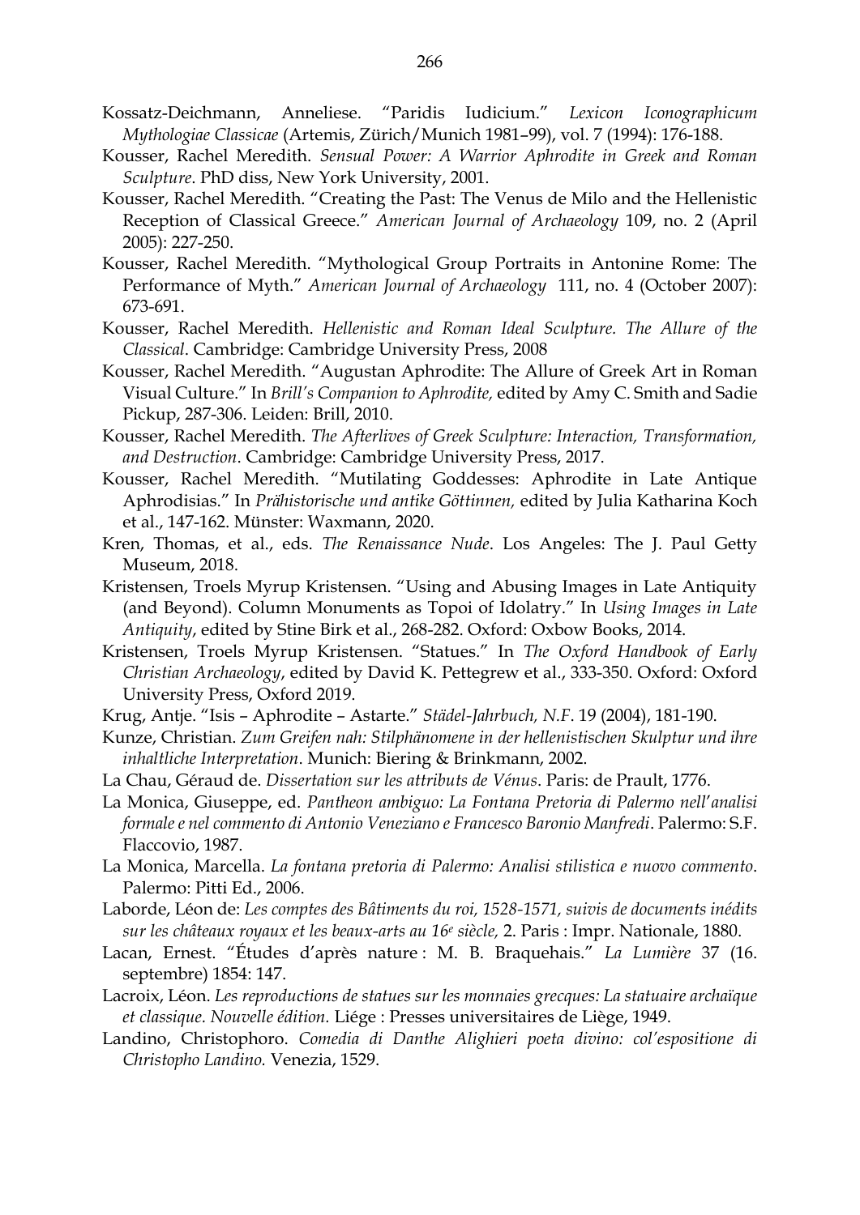Kossatz-Deichmann, Anneliese. "Paridis Iudicium." *Lexicon Iconographicum Mythologiae Classicae* (Artemis, Zürich/Munich 1981–99), vol. 7 (1994): 176-188.

Kousser, Rachel Meredith. *Sensual Power: A Warrior Aphrodite in Greek and Roman Sculpture.* PhD diss, New York University, 2001.

Kousser, Rachel Meredith. "Creating the Past: The Venus de Milo and the Hellenistic Reception of Classical Greece." *American Journal of Archaeology* 109, no. 2 (April 2005): 227-250.

Kousser, Rachel Meredith. "Mythological Group Portraits in Antonine Rome: The Performance of Myth." *American Journal of Archaeology* 111, no. 4 (October 2007): 673-691.

Kousser, Rachel Meredith. *Hellenistic and Roman Ideal Sculpture. The Allure of the Classical*. Cambridge: Cambridge University Press, 2008

Kousser, Rachel Meredith. "Augustan Aphrodite: The Allure of Greek Art in Roman Visual Culture." In *Brill's Companion to Aphrodite,* edited by Amy C. Smith and Sadie Pickup, 287-306. Leiden: Brill, 2010.

Kousser, Rachel Meredith. *The Afterlives of Greek Sculpture: Interaction, Transformation, and Destruction*. Cambridge: Cambridge University Press, 2017.

Kousser, Rachel Meredith. "Mutilating Goddesses: Aphrodite in Late Antique Aphrodisias." In *Prähistorische und antike Göttinnen,* edited by Julia Katharina Koch et al., 147-162. Münster: Waxmann, 2020.

Kren, Thomas, et al., eds. *The Renaissance Nude*. Los Angeles: The J. Paul Getty Museum, 2018.

Kristensen, Troels Myrup Kristensen. "Using and Abusing Images in Late Antiquity (and Beyond). Column Monuments as Topoi of Idolatry." In *Using Images in Late Antiquity*, edited by Stine Birk et al., 268-282. Oxford: Oxbow Books, 2014.

Kristensen, Troels Myrup Kristensen. "Statues." In *The Oxford Handbook of Early Christian Archaeology*, edited by David K. Pettegrew et al., 333-350. Oxford: Oxford University Press, Oxford 2019.

Krug, Antje. "Isis – Aphrodite – Astarte." *Städel-Jahrbuch, N.F*. 19 (2004), 181-190.

Kunze, Christian. *Zum Greifen nah: Stilphänomene in der hellenistischen Skulptur und ihre inhaltliche Interpretation*. Munich: Biering & Brinkmann, 2002.

La Chau, Géraud de. *Dissertation sur les attributs de Vénus*. Paris: de Prault, 1776.

La Monica, Giuseppe, ed. *Pantheon ambiguo: La Fontana Pretoria di Palermo nell'analisi formale e nel commento di Antonio Veneziano e Francesco Baronio Manfredi*. Palermo: S.F. Flaccovio, 1987.

La Monica, Marcella. *La fontana pretoria di Palermo: Analisi stilistica e nuovo commento*. Palermo: Pitti Ed., 2006.

Laborde, Léon de: *Les comptes des Bâtiments du roi, 1528-1571, suivis de documents inédits sur les châteaux royaux et les beaux-arts au 16e siècle,* 2. Paris : Impr. Nationale, 1880.

Lacan, Ernest. "Études d'après nature : M. B. Braquehais." *La Lumière* 37 (16. septembre) 1854: 147.

Lacroix, Léon. *Les reproductions de statues sur les monnaies grecques: La statuaire archaïque et classique. Nouvelle édition.* Liége : Presses universitaires de Liège, 1949.

Landino, Christophoro. *Comedia di Danthe Alighieri poeta divino: col'espositione di Christopho Landino.* Venezia, 1529.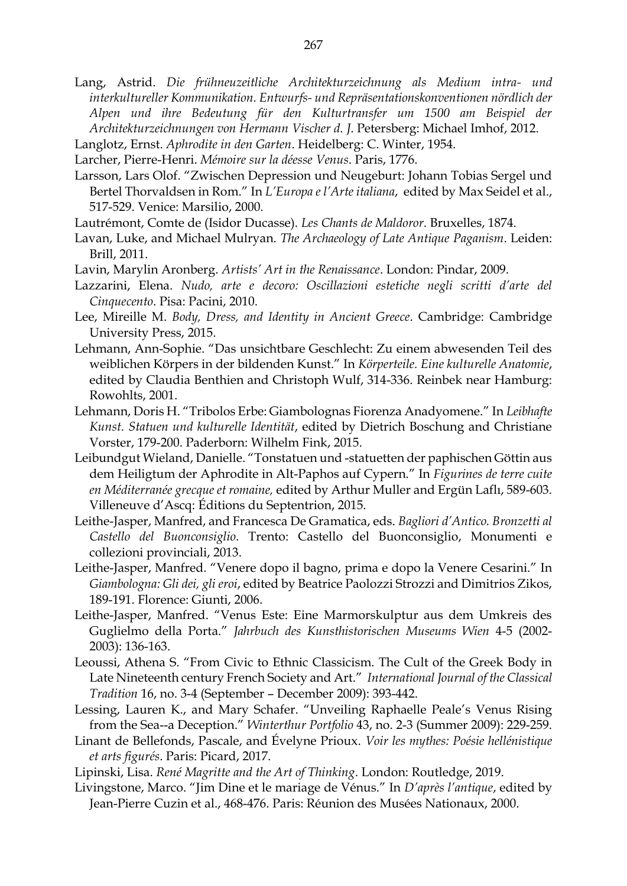Lang, Astrid. *Die frühneuzeitliche Architekturzeichnung als Medium intra- und interkultureller Kommunikation. Entwurfs- und Repräsentationskonventionen nördlich der Alpen und ihre Bedeutung für den Kulturtransfer um 1500 am Beispiel der Architekturzeichnungen von Hermann Vischer d. J.* Petersberg: Michael Imhof, 2012.

Langlotz, Ernst. *Aphrodite in den Garten*. Heidelberg: C. Winter, 1954.

Larcher, Pierre-Henri. *Mémoire sur la déesse Venus*. Paris, 1776.

Larsson, Lars Olof. "Zwischen Depression und Neugeburt: Johann Tobias Sergel und Bertel Thorvaldsen in Rom." In *L'Europa e l'Arte italiana*, edited by Max Seidel et al., 517-529. Venice: Marsilio, 2000.

Lautrémont, Comte de (Isidor Ducasse). *Les Chants de Maldoror*. Bruxelles, 1874.

Lavan, Luke, and Michael Mulryan. *The Archaeology of Late Antique Paganism*. Leiden: Brill, 2011.

Lavin, Marylin Aronberg. *Artists' Art in the Renaissance*. London: Pindar, 2009.

Lazzarini, Elena. *Nudo, arte e decoro: Oscillazioni estetiche negli scritti d'arte del Cinquecento*. Pisa: Pacini, 2010.

Lee, Mireille M. *Body, Dress, and Identity in Ancient Greece*. Cambridge: Cambridge University Press, 2015.

Lehmann, Ann-Sophie. "Das unsichtbare Geschlecht: Zu einem abwesenden Teil des weiblichen Körpers in der bildenden Kunst." In *Körperteile. Eine kulturelle Anatomie*, edited by Claudia Benthien and Christoph Wulf, 314-336. Reinbek near Hamburg: Rowohlts, 2001.

Lehmann, Doris H. "Tribolos Erbe: Giambolognas Fiorenza Anadyomene." In *Leibhafte Kunst. Statuen und kulturelle Identität*, edited by Dietrich Boschung and Christiane Vorster, 179-200. Paderborn: Wilhelm Fink, 2015.

Leibundgut Wieland, Danielle. "Tonstatuen und -statuetten der paphischen Göttin aus dem Heiligtum der Aphrodite in Alt-Paphos auf Cypern." In *Figurines de terre cuite en Méditerranée grecque et romaine,* edited by Arthur Muller and Ergün Laflı, 589-603. Villeneuve d'Ascq: Éditions du Septentrion, 2015.

Leithe-Jasper, Manfred, and Francesca De Gramatica, eds. *Bagliori d'Antico. Bronzetti al Castello del Buonconsiglio*. Trento: Castello del Buonconsiglio, Monumenti e collezioni provinciali, 2013.

Leithe-Jasper, Manfred. "Venere dopo il bagno, prima e dopo la Venere Cesarini." In *Giambologna: Gli dei, gli eroi*, edited by Beatrice Paolozzi Strozzi and Dimitrios Zikos, 189-191. Florence: Giunti, 2006.

Leithe-Jasper, Manfred. "Venus Este: Eine Marmorskulptur aus dem Umkreis des Guglielmo della Porta." *Jahrbuch des Kunsthistorischen Museums Wien* 4-5 (2002-2003): 136-163.

Leoussi, Athena S. "From Civic to Ethnic Classicism. The Cult of the Greek Body in Late Nineteenth century French Society and Art." *International Journal of the Classical Tradition* 16, no. 3-4 (September – December 2009): 393-442.

Lessing, Lauren K., and Mary Schafer. "Unveiling Raphaelle Peale's Venus Rising from the Sea--a Deception." *Winterthur Portfolio* 43, no. 2-3 (Summer 2009): 229-259.

Linant de Bellefonds, Pascale, and Évelyne Prioux. *Voir les mythes: Poésie hellénistique et arts figurés*. Paris: Picard, 2017.

Lipinski, Lisa. *René Magritte and the Art of Thinking*. London: Routledge, 2019.

Livingstone, Marco. "Jim Dine et le mariage de Vénus." In *D'après l'antique*, edited by Jean-Pierre Cuzin et al., 468-476. Paris: Réunion des Musées Nationaux, 2000.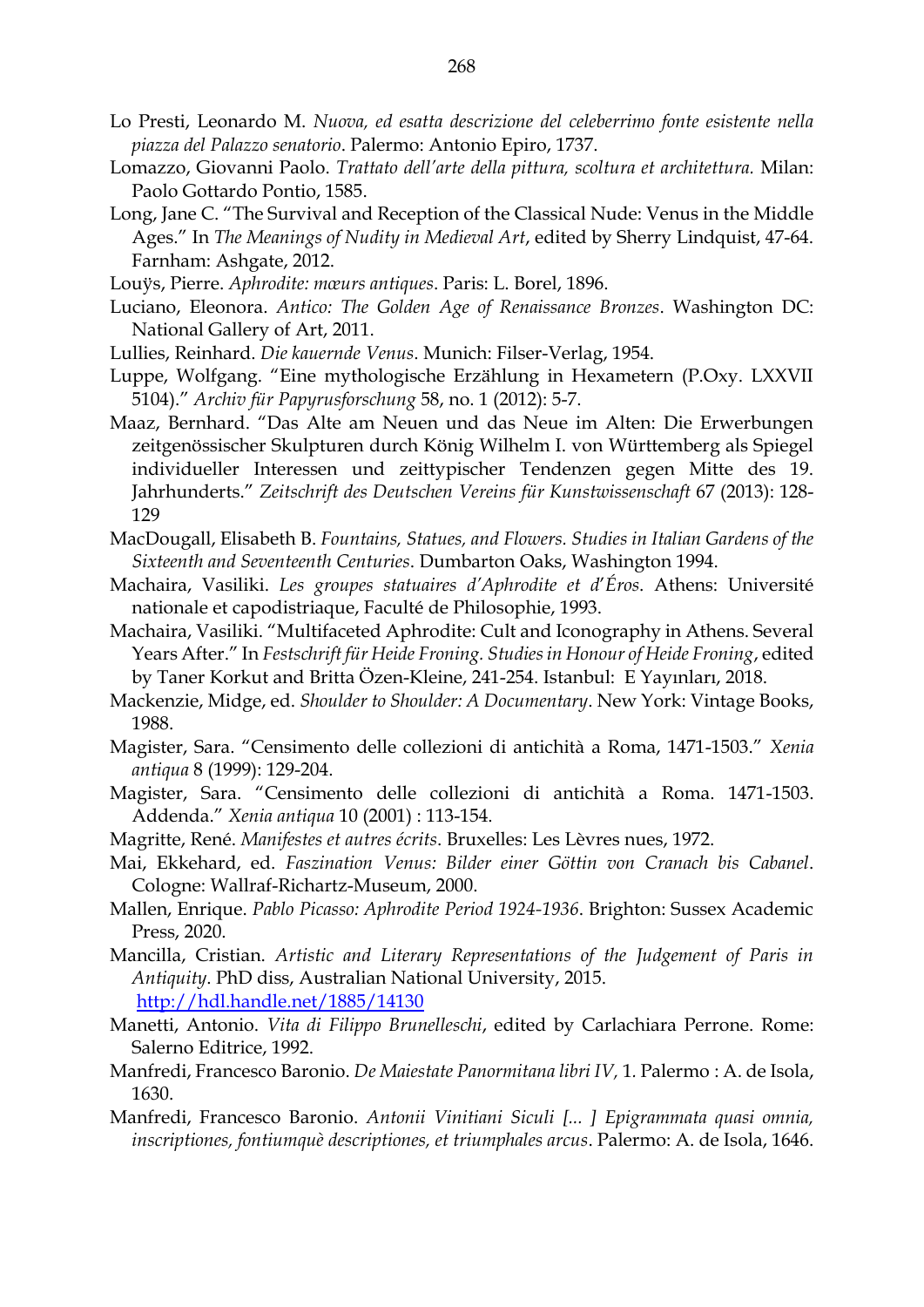Lo Presti, Leonardo M. *Nuova, ed esatta descrizione del celeberrimo fonte esistente nella piazza del Palazzo senatorio*. Palermo: Antonio Epiro, 1737.

Lomazzo, Giovanni Paolo. *Trattato dell'arte della pittura, scoltura et architettura.* Milan: Paolo Gottardo Pontio, 1585.

Long, Jane C. "The Survival and Reception of the Classical Nude: Venus in the Middle Ages." In *The Meanings of Nudity in Medieval Art*, edited by Sherry Lindquist, 47-64. Farnham: Ashgate, 2012.

Louÿs, Pierre. *Aphrodite: mœurs antiques*. Paris: L. Borel, 1896.

Luciano, Eleonora. *Antico: The Golden Age of Renaissance Bronzes*. Washington DC: National Gallery of Art, 2011.

Lullies, Reinhard. *Die kauernde Venus*. Munich: Filser-Verlag, 1954.

Luppe, Wolfgang. "Eine mythologische Erzählung in Hexametern (P.Oxy. LXXVII 5104)." *Archiv für Papyrusforschung* 58, no. 1 (2012): 5-7.

Maaz, Bernhard. "Das Alte am Neuen und das Neue im Alten: Die Erwerbungen zeitgenössischer Skulpturen durch König Wilhelm I. von Württemberg als Spiegel individueller Interessen und zeittypischer Tendenzen gegen Mitte des 19. Jahrhunderts." *Zeitschrift des Deutschen Vereins für Kunstwissenschaft* 67 (2013): 128-129

MacDougall, Elisabeth B. *Fountains, Statues, and Flowers. Studies in Italian Gardens of the Sixteenth and Seventeenth Centuries*. Dumbarton Oaks, Washington 1994.

Machaira, Vasiliki. *Les groupes statuaires d'Aphrodite et d'Éros*. Athens: Université nationale et capodistriaque, Faculté de Philosophie, 1993.

Machaira, Vasiliki. "Multifaceted Aphrodite: Cult and Iconography in Athens. Several Years After." In *Festschrift für Heide Froning. Studies in Honour of Heide Froning*, edited by Taner Korkut and Britta Özen-Kleine, 241-254. Istanbul: E Yayınları, 2018.

Mackenzie, Midge, ed. *Shoulder to Shoulder: A Documentary*. New York: Vintage Books, 1988.

Magister, Sara. "Censimento delle collezioni di antichità a Roma, 1471-1503." *Xenia antiqua* 8 (1999): 129-204.

Magister, Sara. "Censimento delle collezioni di antichità a Roma. 1471-1503. Addenda." *Xenia antiqua* 10 (2001) : 113-154.

Magritte, René. *Manifestes et autres écrits*. Bruxelles: Les Lèvres nues, 1972.

Mai, Ekkehard, ed. *Faszination Venus: Bilder einer Göttin von Cranach bis Cabanel*. Cologne: Wallraf-Richartz-Museum, 2000.

Mallen, Enrique. *Pablo Picasso: Aphrodite Period 1924-1936*. Brighton: Sussex Academic Press, 2020.

Mancilla, Cristian. *Artistic and Literary Representations of the Judgement of Paris in Antiquity*. PhD diss, Australian National University, 2015. http://hdl.handle.net/1885/14130

Manetti, Antonio. *Vita di Filippo Brunelleschi*, edited by Carlachiara Perrone. Rome: Salerno Editrice, 1992.

Manfredi, Francesco Baronio. *De Maiestate Panormitana libri IV,* 1. Palermo : A. de Isola, 1630.

Manfredi, Francesco Baronio. *Antonii Vinitiani Siculi [... ] Epigrammata quasi omnia, inscriptiones, fontiumquè descriptiones, et triumphales arcus*. Palermo: A. de Isola, 1646.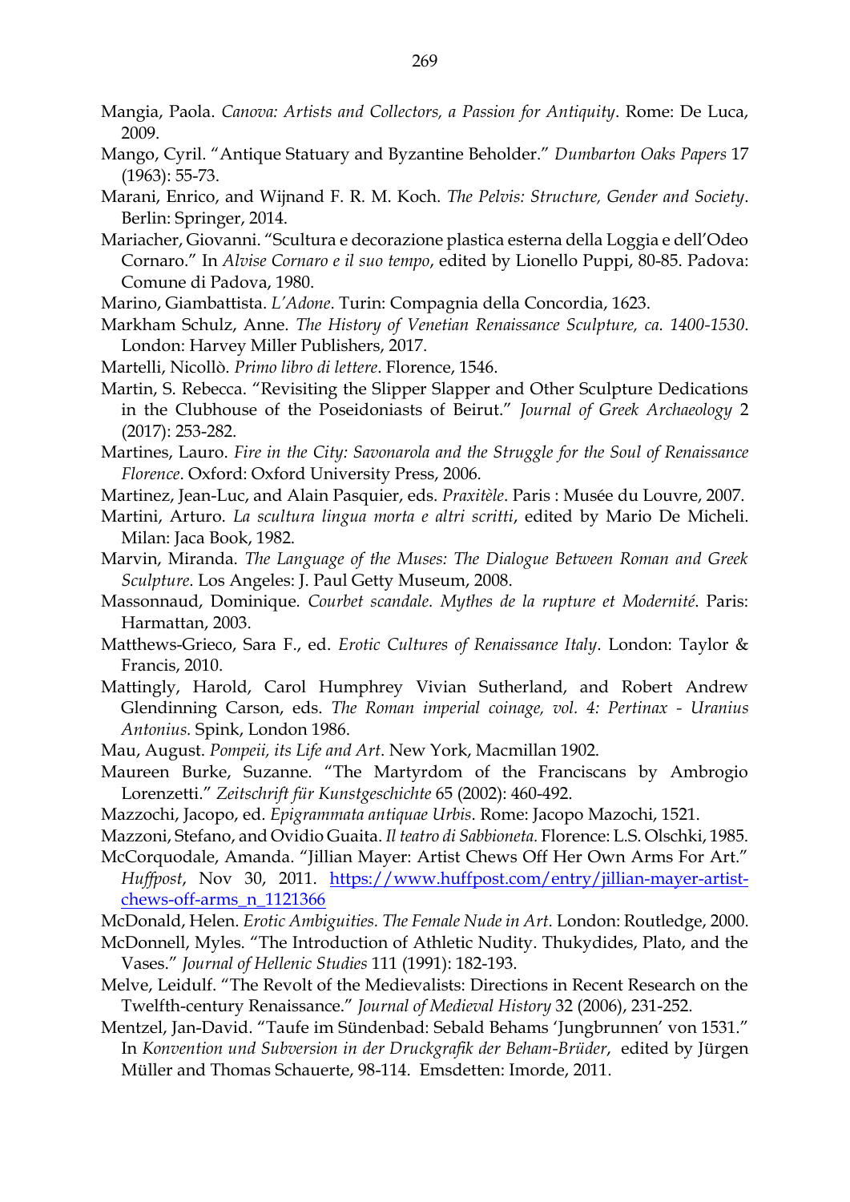Mangia, Paola. *Canova: Artists and Collectors, a Passion for Antiquity*. Rome: De Luca, 2009.

Mango, Cyril. "Antique Statuary and Byzantine Beholder." *Dumbarton Oaks Papers* 17 (1963): 55-73.

Marani, Enrico, and Wijnand F. R. M. Koch. *The Pelvis: Structure, Gender and Society*. Berlin: Springer, 2014.

Mariacher, Giovanni. "Scultura e decorazione plastica esterna della Loggia e dell'Odeo Cornaro." In *Alvise Cornaro e il suo tempo*, edited by Lionello Puppi, 80-85. Padova: Comune di Padova, 1980.

Marino, Giambattista. *L'Adone*. Turin: Compagnia della Concordia, 1623.

Markham Schulz, Anne. *The History of Venetian Renaissance Sculpture, ca. 1400-1530*. London: Harvey Miller Publishers, 2017.

Martelli, Nicollò. *Primo libro di lettere*. Florence, 1546.

Martin, S. Rebecca. "Revisiting the Slipper Slapper and Other Sculpture Dedications in the Clubhouse of the Poseidoniasts of Beirut." *Journal of Greek Archaeology* 2 (2017): 253-282.

Martines, Lauro. *Fire in the City: Savonarola and the Struggle for the Soul of Renaissance Florence*. Oxford: Oxford University Press, 2006.

Martinez, Jean-Luc, and Alain Pasquier, eds. *Praxitèle*. Paris : Musée du Louvre, 2007.

Martini, Arturo. *La scultura lingua morta e altri scritti*, edited by Mario De Micheli. Milan: Jaca Book, 1982.

Marvin, Miranda. *The Language of the Muses: The Dialogue Between Roman and Greek Sculpture.* Los Angeles: J. Paul Getty Museum, 2008.

Massonnaud, Dominique. *Courbet scandale. Mythes de la rupture et Modernité*. Paris: Harmattan, 2003.

Matthews-Grieco, Sara F., ed. *Erotic Cultures of Renaissance Italy*. London: Taylor & Francis, 2010.

Mattingly, Harold, Carol Humphrey Vivian Sutherland, and Robert Andrew Glendinning Carson, eds. *The Roman imperial coinage, vol. 4: Pertinax - Uranius Antonius.* Spink, London 1986.

Mau, August. *Pompeii, its Life and Art*. New York, Macmillan 1902.

Maureen Burke, Suzanne. "The Martyrdom of the Franciscans by Ambrogio Lorenzetti." *Zeitschrift für Kunstgeschichte* 65 (2002): 460-492.

Mazzochi, Jacopo, ed. *Epigrammata antiquae Urbis*. Rome: Jacopo Mazochi, 1521.

Mazzoni, Stefano, and Ovidio Guaita. *Il teatro di Sabbioneta.* Florence: L.S. Olschki, 1985.

McCorquodale, Amanda. "Jillian Mayer: Artist Chews Off Her Own Arms For Art." *Huffpost*, Nov 30, 2011. https://www.huffpost.com/entry/jillian-mayer-artist-chews-off-arms_n_1121366

McDonald, Helen. *Erotic Ambiguities. The Female Nude in Art*. London: Routledge, 2000.

McDonnell, Myles. "The Introduction of Athletic Nudity. Thukydides, Plato, and the Vases." *Journal of Hellenic Studies* 111 (1991): 182-193.

Melve, Leidulf. "The Revolt of the Medievalists: Directions in Recent Research on the Twelfth-century Renaissance." *Journal of Medieval History* 32 (2006), 231-252.

Mentzel, Jan-David. "Taufe im Sündenbad: Sebald Behams 'Jungbrunnen' von 1531." In *Konvention und Subversion in der Druckgrafik der Beham-Brüder*, edited by Jürgen Müller and Thomas Schauerte, 98-114. Emsdetten: Imorde, 2011.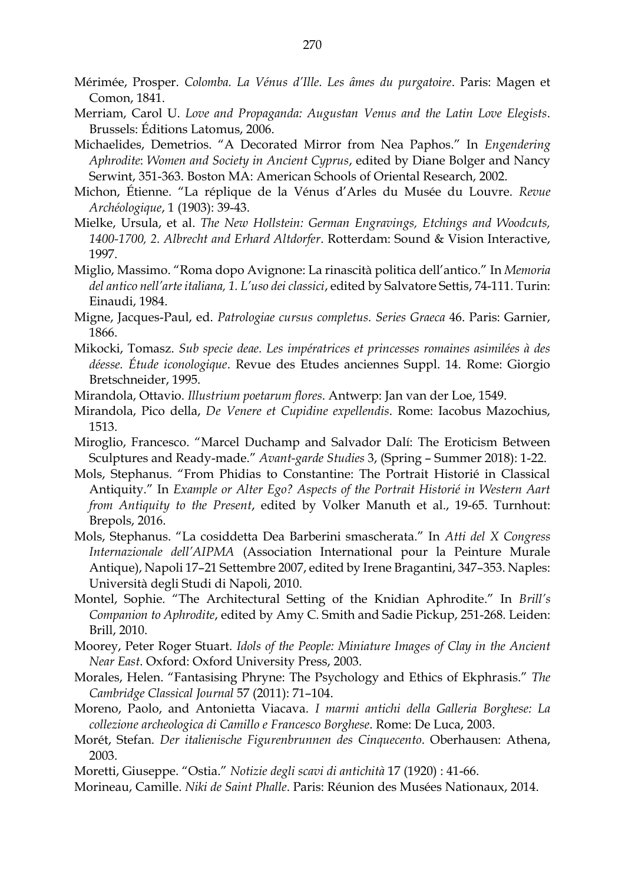Mérimée, Prosper. *Colomba. La Vénus d'Ille. Les âmes du purgatoire*. Paris: Magen et Comon, 1841.

Merriam, Carol U. *Love and Propaganda: Augustan Venus and the Latin Love Elegists*. Brussels: Éditions Latomus, 2006.

Michaelides, Demetrios. "A Decorated Mirror from Nea Paphos." In *Engendering Aphrodite*: *Women and Society in Ancient Cyprus*, edited by Diane Bolger and Nancy Serwint, 351-363. Boston MA: American Schools of Oriental Research, 2002.

Michon, Étienne. "La réplique de la Vénus d'Arles du Musée du Louvre. *Revue Archéologique*, 1 (1903): 39-43.

Mielke, Ursula, et al. *The New Hollstein: German Engravings, Etchings and Woodcuts, 1400-1700, 2. Albrecht and Erhard Altdorfer*. Rotterdam: Sound & Vision Interactive, 1997.

Miglio, Massimo. "Roma dopo Avignone: La rinascità politica dell'antico." In *Memoria del antico nell'arte italiana, 1. L'uso dei classici*, edited by Salvatore Settis, 74-111. Turin: Einaudi, 1984.

Migne, Jacques-Paul, ed. *Patrologiae cursus completus. Series Graeca* 46. Paris: Garnier, 1866.

Mikocki, Tomasz. *Sub specie deae. Les impératrices et princesses romaines asimilées à des déesse. Étude iconologique*. Revue des Etudes anciennes Suppl. 14. Rome: Giorgio Bretschneider, 1995.

Mirandola, Ottavio. *Illustrium poetarum flores*. Antwerp: Jan van der Loe, 1549.

Mirandola, Pico della, *De Venere et Cupidine expellendis*. Rome: Iacobus Mazochius, 1513.

Miroglio, Francesco. "Marcel Duchamp and Salvador Dalí: The Eroticism Between Sculptures and Ready-made." *Avant-garde Studies* 3, (Spring – Summer 2018): 1-22.

Mols, Stephanus. "From Phidias to Constantine: The Portrait Historié in Classical Antiquity." In *Example or Alter Ego? Aspects of the Portrait Historié in Western Aart from Antiquity to the Present*, edited by Volker Manuth et al., 19-65. Turnhout: Brepols, 2016.

Mols, Stephanus. "La cosiddetta Dea Barberini smascherata." In *Atti del X Congress Internazionale dell'AIPMA* (Association International pour la Peinture Murale Antique), Napoli 17–21 Settembre 2007, edited by Irene Bragantini, 347–353. Naples: Università degli Studi di Napoli, 2010.

Montel, Sophie. "The Architectural Setting of the Knidian Aphrodite." In *Brill's Companion to Aphrodite*, edited by Amy C. Smith and Sadie Pickup, 251-268. Leiden: Brill, 2010.

Moorey, Peter Roger Stuart. *Idols of the People: Miniature Images of Clay in the Ancient Near East*. Oxford: Oxford University Press, 2003.

Morales, Helen. "Fantasising Phryne: The Psychology and Ethics of Ekphrasis." *The Cambridge Classical Journal* 57 (2011): 71–104.

Moreno, Paolo, and Antonietta Viacava. *I marmi antichi della Galleria Borghese: La collezione archeologica di Camillo e Francesco Borghese*. Rome: De Luca, 2003.

Morét, Stefan. *Der italienische Figurenbrunnen des Cinquecento*. Oberhausen: Athena, 2003.

Moretti, Giuseppe. "Ostia." *Notizie degli scavi di antichità* 17 (1920) : 41-66.

Morineau, Camille. *Niki de Saint Phalle*. Paris: Réunion des Musées Nationaux, 2014.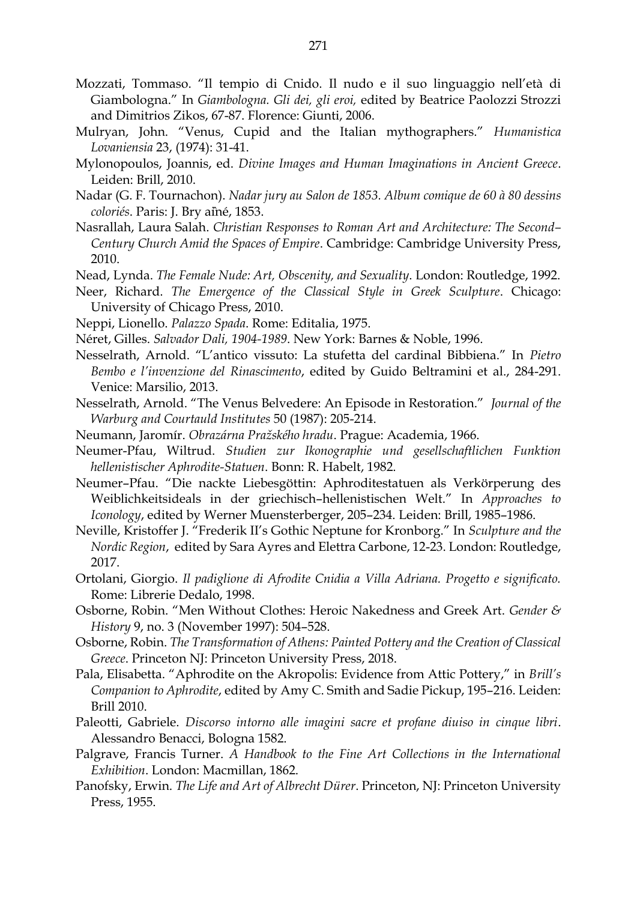Mozzati, Tommaso. “Il tempio di Cnido. Il nudo e il suo linguaggio nell’età di Giambologna.” In *Giambologna. Gli dei, gli eroi,* edited by Beatrice Paolozzi Strozzi and Dimitrios Zikos, 67-87. Florence: Giunti, 2006.

Mulryan, John. “Venus, Cupid and the Italian mythographers.” *Humanistica Lovaniensia* 23, (1974): 31-41.

Mylonopoulos, Joannis, ed. *Divine Images and Human Imaginations in Ancient Greece*. Leiden: Brill, 2010.

Nadar (G. F. Tournachon). *Nadar jury au Salon de 1853. Album comique de 60 à 80 dessins coloriés*. Paris: J. Bry aîné, 1853.

Nasrallah, Laura Salah. *Christian Responses to Roman Art and Architecture: The Second–Century Church Amid the Spaces of Empire*. Cambridge: Cambridge University Press, 2010.

Nead, Lynda. *The Female Nude: Art, Obscenity, and Sexuality*. London: Routledge, 1992.

Neer, Richard. *The Emergence of the Classical Style in Greek Sculpture*. Chicago: University of Chicago Press, 2010.

Neppi, Lionello. *Palazzo Spada*. Rome: Editalia, 1975.

Néret, Gilles. *Salvador Dali, 1904-1989*. New York: Barnes & Noble, 1996.

Nesselrath, Arnold. “L’antico vissuto: La stufetta del cardinal Bibbiena.” In *Pietro Bembo e l’invenzione del Rinascimento*, edited by Guido Beltramini et al., 284-291. Venice: Marsilio, 2013.

Nesselrath, Arnold. “The Venus Belvedere: An Episode in Restoration.” *Journal of the Warburg and Courtauld Institutes* 50 (1987): 205-214.

Neumann, Jaromír. *Obrazárna Pražského hradu*. Prague: Academia, 1966.

Neumer-Pfau, Wiltrud. *Studien zur Ikonographie und gesellschaftlichen Funktion hellenistischer Aphrodite-Statuen*. Bonn: R. Habelt, 1982.

Neumer–Pfau. “Die nackte Liebesgöttin: Aphroditestatuen als Verkörperung des Weiblichkeitsideals in der griechisch–hellenistischen Welt.” In *Approaches to Iconology*, edited by Werner Muensterberger, 205–234. Leiden: Brill, 1985–1986.

Neville, Kristoffer J. “Frederik II’s Gothic Neptune for Kronborg.” In *Sculpture and the Nordic Region*, edited by Sara Ayres and Elettra Carbone, 12-23. London: Routledge, 2017.

Ortolani, Giorgio. *Il padiglione di Afrodite Cnidia a Villa Adriana. Progetto e significato.* Rome: Librerie Dedalo, 1998.

Osborne, Robin. “Men Without Clothes: Heroic Nakedness and Greek Art. *Gender & History* 9, no. 3 (November 1997): 504–528.

Osborne, Robin. *The Transformation of Athens: Painted Pottery and the Creation of Classical Greece*. Princeton NJ: Princeton University Press, 2018.

Pala, Elisabetta. “Aphrodite on the Akropolis: Evidence from Attic Pottery,” in *Brill’s Companion to Aphrodite*, edited by Amy C. Smith and Sadie Pickup, 195–216. Leiden: Brill 2010.

Paleotti, Gabriele. *Discorso intorno alle imagini sacre et profane diuiso in cinque libri*. Alessandro Benacci, Bologna 1582.

Palgrave, Francis Turner. *A Handbook to the Fine Art Collections in the International Exhibition*. London: Macmillan, 1862.

Panofsky, Erwin. *The Life and Art of Albrecht Dürer*. Princeton, NJ: Princeton University Press, 1955.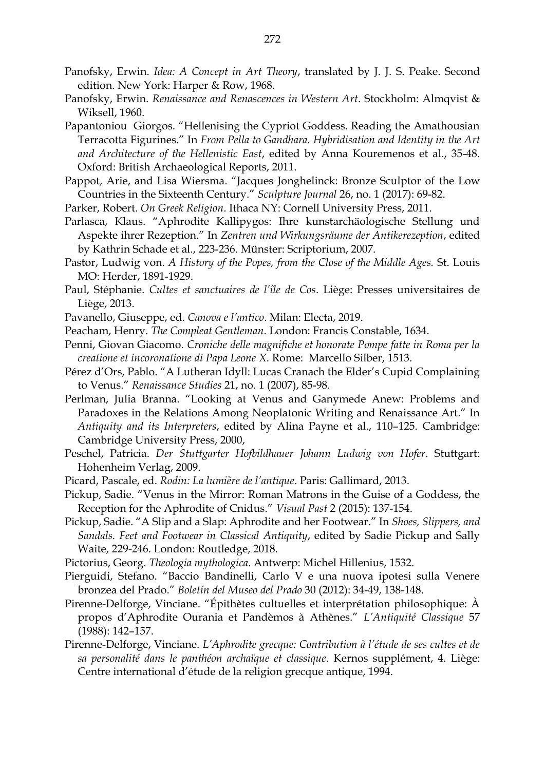Panofsky, Erwin. *Idea: A Concept in Art Theory*, translated by J. J. S. Peake. Second edition. New York: Harper & Row, 1968.

Panofsky, Erwin. *Renaissance and Renascences in Western Art*. Stockholm: Almqvist & Wiksell, 1960.

Papantoniou Giorgos. "Hellenising the Cypriot Goddess. Reading the Amathousian Terracotta Figurines." In *From Pella to Gandhara. Hybridisation and Identity in the Art and Architecture of the Hellenistic East*, edited by Anna Kouremenos et al., 35-48. Oxford: British Archaeological Reports, 2011.

Pappot, Arie, and Lisa Wiersma. "Jacques Jonghelinck: Bronze Sculptor of the Low Countries in the Sixteenth Century." *Sculpture Journal* 26, no. 1 (2017): 69-82.

Parker, Robert. *On Greek Religion*. Ithaca NY: Cornell University Press, 2011.

Parlasca, Klaus. "Aphrodite Kallipygos: Ihre kunstarchäologische Stellung und Aspekte ihrer Rezeption." In *Zentren und Wirkungsräume der Antikerezeption*, edited by Kathrin Schade et al., 223-236. Münster: Scriptorium, 2007.

Pastor, Ludwig von. *A History of the Popes, from the Close of the Middle Ages.* St. Louis MO: Herder, 1891-1929.

Paul, Stéphanie. *Cultes et sanctuaires de l'île de Cos*. Liège: Presses universitaires de Liège, 2013.

Pavanello, Giuseppe, ed. *Canova e l'antico*. Milan: Electa, 2019.

Peacham, Henry. *The Compleat Gentleman*. London: Francis Constable, 1634.

Penni, Giovan Giacomo. *Croniche delle magnifiche et honorate Pompe fatte in Roma per la creatione et incoronatione di Papa Leone X.* Rome: Marcello Silber, 1513.

Pérez d'Ors, Pablo. "A Lutheran Idyll: Lucas Cranach the Elder's Cupid Complaining to Venus." *Renaissance Studies* 21, no. 1 (2007), 85-98.

Perlman, Julia Branna. "Looking at Venus and Ganymede Anew: Problems and Paradoxes in the Relations Among Neoplatonic Writing and Renaissance Art." In *Antiquity and its Interpreters*, edited by Alina Payne et al., 110–125. Cambridge: Cambridge University Press, 2000,

Peschel, Patricia. *Der Stuttgarter Hofbildhauer Johann Ludwig von Hofer*. Stuttgart: Hohenheim Verlag, 2009.

Picard, Pascale, ed. *Rodin: La lumière de l'antique*. Paris: Gallimard, 2013.

Pickup, Sadie. "Venus in the Mirror: Roman Matrons in the Guise of a Goddess, the Reception for the Aphrodite of Cnidus." *Visual Past* 2 (2015): 137-154.

Pickup, Sadie. "A Slip and a Slap: Aphrodite and her Footwear." In *Shoes, Slippers, and Sandals. Feet and Footwear in Classical Antiquity*, edited by Sadie Pickup and Sally Waite, 229-246. London: Routledge, 2018.

Pictorius, Georg. *Theologia mythologica*. Antwerp: Michel Hillenius, 1532.

Pierguidi, Stefano. "Baccio Bandinelli, Carlo V e una nuova ipotesi sulla Venere bronzea del Prado." *Boletín del Museo del Prado* 30 (2012): 34-49, 138-148.

Pirenne-Delforge, Vinciane. "Épithètes cultuelles et interprétation philosophique: À propos d'Aphrodite Ourania et Pandèmos à Athènes." *L'Antiquité Classique* 57 (1988): 142–157.

Pirenne-Delforge, Vinciane. *L'Aphrodite grecque: Contribution à l'étude de ses cultes et de sa personalité dans le panthéon archaïque et classique*. Kernos supplément, 4. Liège: Centre international d'étude de la religion grecque antique, 1994.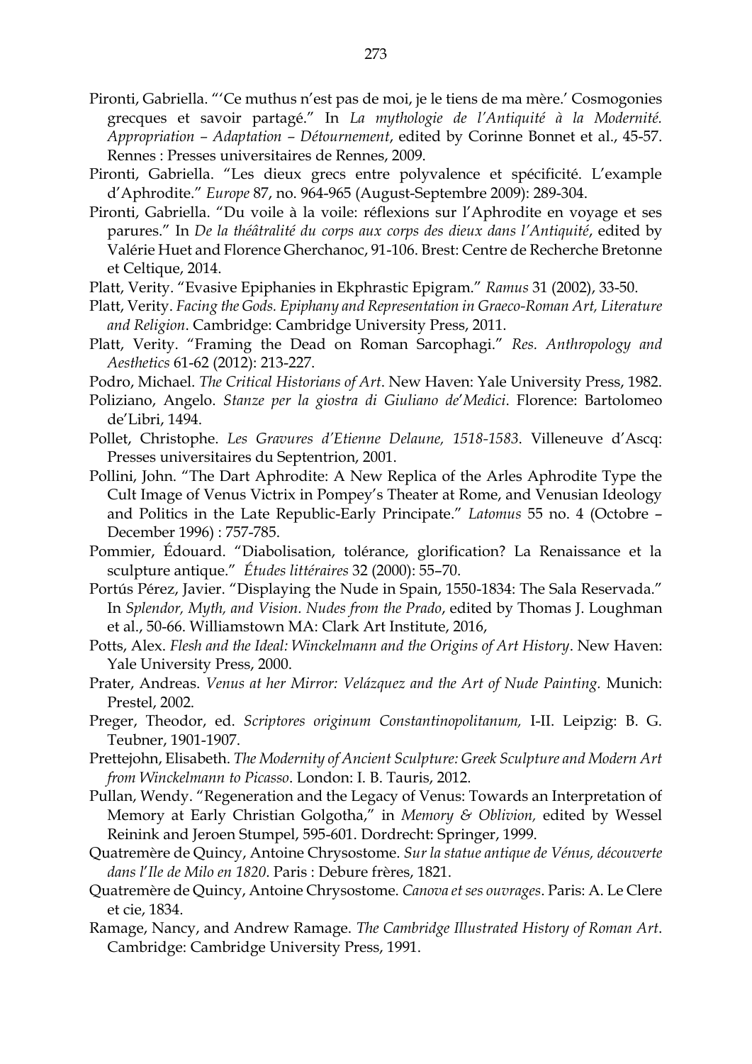Pironti, Gabriella. "'Ce muthus n'est pas de moi, je le tiens de ma mère.' Cosmogonies grecques et savoir partagé." In *La mythologie de l'Antiquité à la Modernité. Appropriation – Adaptation – Détournement*, edited by Corinne Bonnet et al., 45-57. Rennes : Presses universitaires de Rennes, 2009.

Pironti, Gabriella. "Les dieux grecs entre polyvalence et spécificité. L'example d'Aphrodite." *Europe* 87, no. 964-965 (August-Septembre 2009): 289-304.

Pironti, Gabriella. "Du voile à la voile: réflexions sur l'Aphrodite en voyage et ses parures." In *De la théâtralité du corps aux corps des dieux dans l'Antiquité*, edited by Valérie Huet and Florence Gherchanoc, 91-106. Brest: Centre de Recherche Bretonne et Celtique, 2014.

Platt, Verity. "Evasive Epiphanies in Ekphrastic Epigram." *Ramus* 31 (2002), 33-50.

Platt, Verity. *Facing the Gods. Epiphany and Representation in Graeco-Roman Art, Literature and Religion*. Cambridge: Cambridge University Press, 2011.

Platt, Verity. "Framing the Dead on Roman Sarcophagi." *Res. Anthropology and Aesthetics* 61-62 (2012): 213-227.

Podro, Michael. *The Critical Historians of Art*. New Haven: Yale University Press, 1982.

Poliziano, Angelo. *Stanze per la giostra di Giuliano de'Medici*. Florence: Bartolomeo de'Libri, 1494.

Pollet, Christophe. *Les Gravures d'Etienne Delaune, 1518-1583*. Villeneuve d'Ascq: Presses universitaires du Septentrion, 2001.

Pollini, John. "The Dart Aphrodite: A New Replica of the Arles Aphrodite Type the Cult Image of Venus Victrix in Pompey's Theater at Rome, and Venusian Ideology and Politics in the Late Republic-Early Principate." *Latomus* 55 no. 4 (Octobre – December 1996) : 757-785.

Pommier, Édouard. "Diabolisation, tolérance, glorification? La Renaissance et la sculpture antique." *Études littéraires* 32 (2000): 55–70.

Portús Pérez, Javier. "Displaying the Nude in Spain, 1550-1834: The Sala Reservada." In *Splendor, Myth, and Vision. Nudes from the Prado*, edited by Thomas J. Loughman et al., 50-66. Williamstown MA: Clark Art Institute, 2016,

Potts, Alex. *Flesh and the Ideal: Winckelmann and the Origins of Art History*. New Haven: Yale University Press, 2000.

Prater, Andreas. *Venus at her Mirror: Velázquez and the Art of Nude Painting.* Munich: Prestel, 2002.

Preger, Theodor, ed. *Scriptores originum Constantinopolitanum,* I-II. Leipzig: B. G. Teubner, 1901-1907.

Prettejohn, Elisabeth. *The Modernity of Ancient Sculpture: Greek Sculpture and Modern Art from Winckelmann to Picasso*. London: I. B. Tauris, 2012.

Pullan, Wendy. "Regeneration and the Legacy of Venus: Towards an Interpretation of Memory at Early Christian Golgotha," in *Memory & Oblivion,* edited by Wessel Reinink and Jeroen Stumpel, 595-601. Dordrecht: Springer, 1999.

Quatremère de Quincy, Antoine Chrysostome. *Sur la statue antique de Vénus, découverte dans l'Ile de Milo en 1820*. Paris : Debure frères, 1821.

Quatremère de Quincy, Antoine Chrysostome. *Canova et ses ouvrages*. Paris: A. Le Clere et cie, 1834.

Ramage, Nancy, and Andrew Ramage. *The Cambridge Illustrated History of Roman Art*. Cambridge: Cambridge University Press, 1991.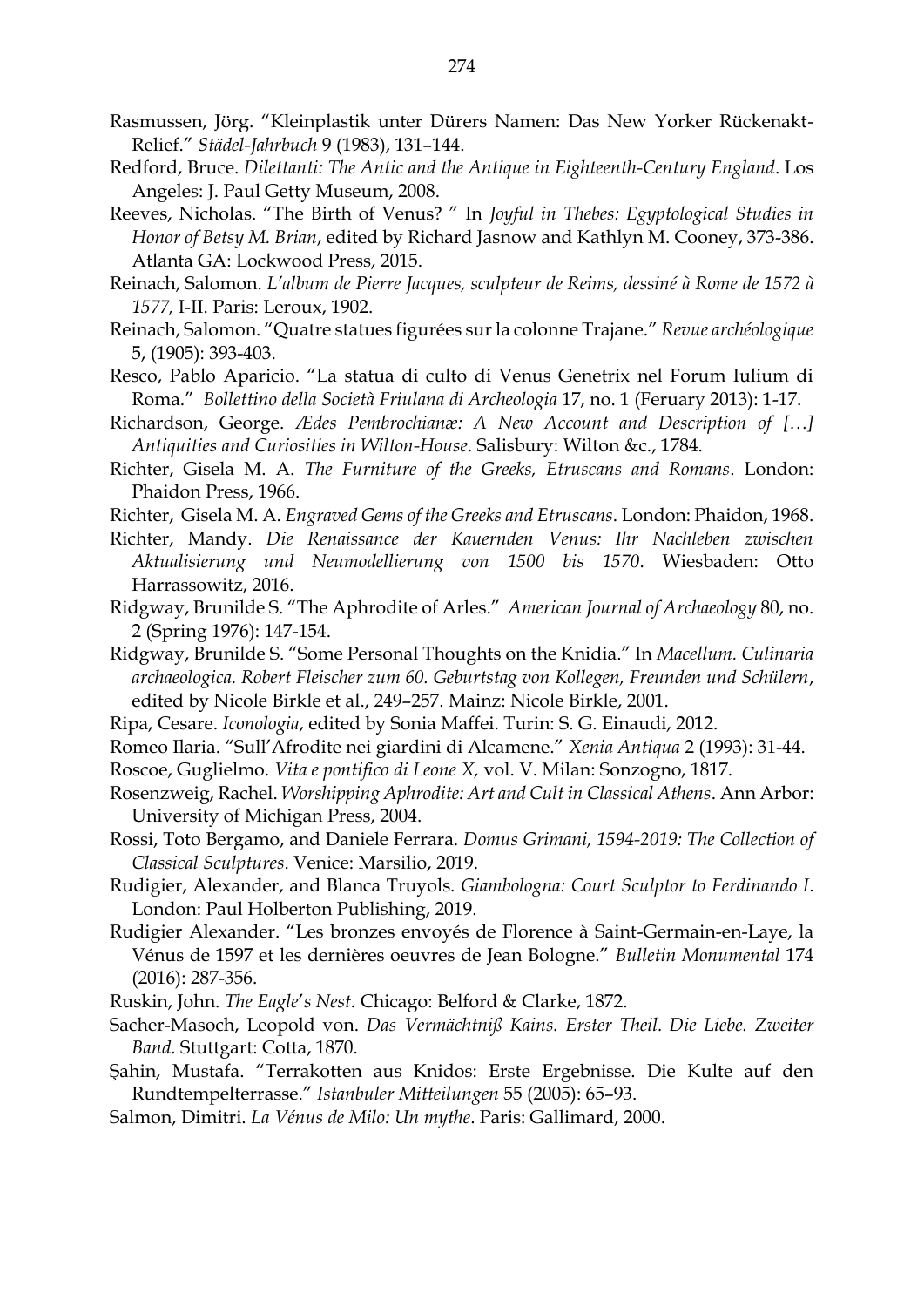Rasmussen, Jörg. "Kleinplastik unter Dürers Namen: Das New Yorker Rückenakt-Relief." *Städel-Jahrbuch* 9 (1983), 131–144.

Redford, Bruce. *Dilettanti: The Antic and the Antique in Eighteenth-Century England*. Los Angeles: J. Paul Getty Museum, 2008.

Reeves, Nicholas. "The Birth of Venus? " In *Joyful in Thebes: Egyptological Studies in Honor of Betsy M. Brian*, edited by Richard Jasnow and Kathlyn M. Cooney, 373-386. Atlanta GA: Lockwood Press, 2015.

Reinach, Salomon. *L'album de Pierre Jacques, sculpteur de Reims, dessiné à Rome de 1572 à 1577,* I-II. Paris: Leroux, 1902.

Reinach, Salomon. "Quatre statues figurées sur la colonne Trajane." *Revue archéologique* 5, (1905): 393-403.

Resco, Pablo Aparicio. "La statua di culto di Venus Genetrix nel Forum Iulium di Roma." *Bollettino della Società Friulana di Archeologia* 17, no. 1 (Feruary 2013): 1-17.

Richardson, George. *Ædes Pembrochianæ: A New Account and Description of […] Antiquities and Curiosities in Wilton-House*. Salisbury: Wilton &c., 1784.

Richter, Gisela M. A. *The Furniture of the Greeks, Etruscans and Romans*. London: Phaidon Press, 1966.

Richter, Gisela M. A. *Engraved Gems of the Greeks and Etruscans*. London: Phaidon, 1968.

Richter, Mandy. *Die Renaissance der Kauernden Venus: Ihr Nachleben zwischen Aktualisierung und Neumodellierung von 1500 bis 1570*. Wiesbaden: Otto Harrassowitz, 2016.

Ridgway, Brunilde S. "The Aphrodite of Arles." *American Journal of Archaeology* 80, no. 2 (Spring 1976): 147-154.

Ridgway, Brunilde S. "Some Personal Thoughts on the Knidia." In *Macellum. Culinaria archaeologica. Robert Fleischer zum 60. Geburtstag von Kollegen, Freunden und Schülern*, edited by Nicole Birkle et al., 249–257. Mainz: Nicole Birkle, 2001.

Ripa, Cesare. *Iconologia*, edited by Sonia Maffei. Turin: S. G. Einaudi, 2012.

Romeo Ilaria. "Sull'Afrodite nei giardini di Alcamene." *Xenia Antiqua* 2 (1993): 31-44.

Roscoe, Guglielmo. *Vita e pontifico di Leone X,* vol. V. Milan: Sonzogno, 1817.

Rosenzweig, Rachel. *Worshipping Aphrodite: Art and Cult in Classical Athens*. Ann Arbor: University of Michigan Press, 2004.

Rossi, Toto Bergamo, and Daniele Ferrara. *Domus Grimani, 1594-2019: The Collection of Classical Sculptures*. Venice: Marsilio, 2019.

Rudigier, Alexander, and Blanca Truyols. *Giambologna: Court Sculptor to Ferdinando I*. London: Paul Holberton Publishing, 2019.

Rudigier Alexander. "Les bronzes envoyés de Florence à Saint-Germain-en-Laye, la Vénus de 1597 et les dernières oeuvres de Jean Bologne." *Bulletin Monumental* 174 (2016): 287-356.

Ruskin, John. *The Eagle's Nest.* Chicago: Belford & Clarke, 1872.

Sacher-Masoch, Leopold von. *Das Vermächtniß Kains. Erster Theil. Die Liebe. Zweiter Band.* Stuttgart: Cotta, 1870.

Şahin, Mustafa. "Terrakotten aus Knidos: Erste Ergebnisse. Die Kulte auf den Rundtempelterrasse." *Istanbuler Mitteilungen* 55 (2005): 65–93.

Salmon, Dimitri. *La Vénus de Milo: Un mythe*. Paris: Gallimard, 2000.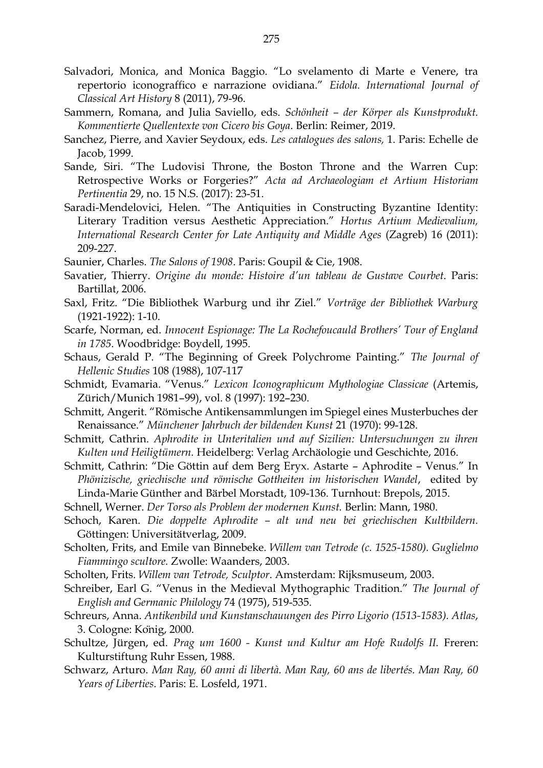Salvadori, Monica, and Monica Baggio. "Lo svelamento di Marte e Venere, tra repertorio iconograffico e narrazione ovidiana." *Eidola. International Journal of Classical Art History* 8 (2011), 79-96.

Sammern, Romana, and Julia Saviello, eds. *Schönheit – der Körper als Kunstprodukt. Kommentierte Quellentexte von Cicero bis Goya*. Berlin: Reimer, 2019.

Sanchez, Pierre, and Xavier Seydoux, eds. *Les catalogues des salons,* 1. Paris: Echelle de Jacob, 1999.

Sande, Siri. "The Ludovisi Throne, the Boston Throne and the Warren Cup: Retrospective Works or Forgeries?" *Acta ad Archaeologiam et Artium Historiam Pertinentia* 29, no. 15 N.S. (2017): 23-51.

Saradi-Mendelovici, Helen. "The Antiquities in Constructing Byzantine Identity: Literary Tradition versus Aesthetic Appreciation." *Hortus Artium Medievalium, International Research Center for Late Antiquity and Middle Ages* (Zagreb) 16 (2011): 209-227.

Saunier, Charles. *The Salons of 1908*. Paris: Goupil & Cie, 1908.

Savatier, Thierry. *Origine du monde: Histoire d'un tableau de Gustave Courbet*. Paris: Bartillat, 2006.

Saxl, Fritz. "Die Bibliothek Warburg und ihr Ziel." *Vorträge der Bibliothek Warburg* (1921-1922): 1-10.

Scarfe, Norman, ed. *Innocent Espionage: The La Rochefoucauld Brothers' Tour of England in 1785*. Woodbridge: Boydell, 1995.

Schaus, Gerald P. "The Beginning of Greek Polychrome Painting." *The Journal of Hellenic Studies* 108 (1988), 107-117

Schmidt, Evamaria. "Venus." *Lexicon Iconographicum Mythologiae Classicae* (Artemis, Zürich/Munich 1981–99), vol. 8 (1997): 192–230.

Schmitt, Angerit. "Römische Antikensammlungen im Spiegel eines Musterbuches der Renaissance." *Münchener Jahrbuch der bildenden Kunst* 21 (1970): 99-128.

Schmitt, Cathrin. *Aphrodite in Unteritalien und auf Sizilien: Untersuchungen zu ihren Kulten und Heiligtümern.* Heidelberg: Verlag Archäologie und Geschichte, 2016.

Schmitt, Cathrin: "Die Göttin auf dem Berg Eryx. Astarte – Aphrodite – Venus." In *Phönizische, griechische und römische Gottheiten im historischen Wandel*, edited by Linda-Marie Günther and Bärbel Morstadt, 109-136. Turnhout: Brepols, 2015.

Schnell, Werner. *Der Torso als Problem der modernen Kunst.* Berlin: Mann, 1980.

Schoch, Karen. *Die doppelte Aphrodite – alt und neu bei griechischen Kultbildern.* Göttingen: Universitätverlag, 2009.

Scholten, Frits, and Emile van Binnebeke. *Willem van Tetrode (c. 1525-1580). Guglielmo Fiammingo scultore.* Zwolle: Waanders, 2003.

Scholten, Frits. *Willem van Tetrode, Sculptor*. Amsterdam: Rijksmuseum, 2003.

Schreiber, Earl G. "Venus in the Medieval Mythographic Tradition." *The Journal of English and Germanic Philology* 74 (1975), 519-535.

Schreurs, Anna. *Antikenbild und Kunstanschauungen des Pirro Ligorio (1513-1583). Atlas*, 3. Cologne: König, 2000.

Schultze, Jürgen, ed. *Prag um 1600 - Kunst und Kultur am Hofe Rudolfs II.* Freren: Kulturstiftung Ruhr Essen, 1988.

Schwarz, Arturo. *Man Ray, 60 anni di libertà. Man Ray, 60 ans de libertés. Man Ray, 60 Years of Liberties*. Paris: E. Losfeld, 1971.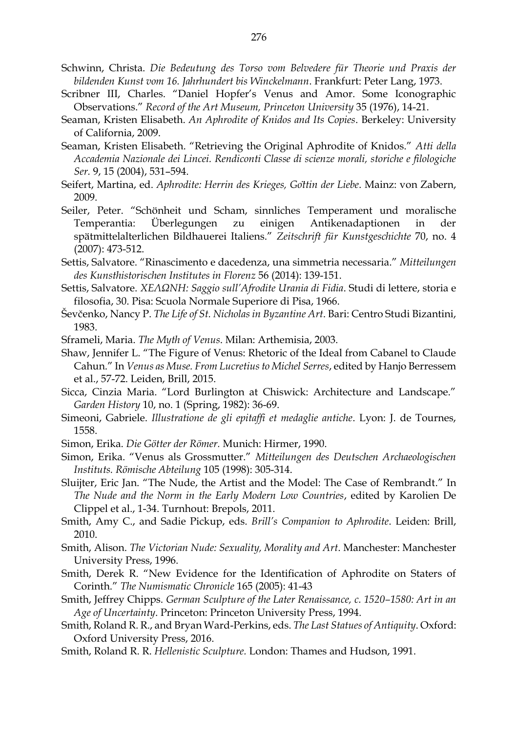Schwinn, Christa. *Die Bedeutung des Torso vom Belvedere für Theorie und Praxis der bildenden Kunst vom 16. Jahrhundert bis Winckelmann*. Frankfurt: Peter Lang, 1973.

Scribner III, Charles. "Daniel Hopfer's Venus and Amor. Some Iconographic Observations." *Record of the Art Museum, Princeton University* 35 (1976), 14-21.

Seaman, Kristen Elisabeth. *An Aphrodite of Knidos and Its Copies*. Berkeley: University of California, 2009.

Seaman, Kristen Elisabeth. "Retrieving the Original Aphrodite of Knidos." *Atti della Accademia Nazionale dei Lincei. Rendiconti Classe di scienze morali, storiche e filologiche Ser.* 9, 15 (2004), 531–594.

Seifert, Martina, ed. *Aphrodite: Herrin des Krieges, Göttin der Liebe*. Mainz: von Zabern, 2009.

Seiler, Peter. "Schönheit und Scham, sinnliches Temperament und moralische Temperantia: Überlegungen zu einigen Antikenadaptionen in der spätmittelalterlichen Bildhauerei Italiens." *Zeitschrift für Kunstgeschichte* 70, no. 4 (2007): 473-512.

Settis, Salvatore. "Rinascimento e dacedenza, una simmetria necessaria." *Mitteilungen des Kunsthistorischen Institutes in Florenz* 56 (2014): 139-151.

Settis, Salvatore. *ΧΕΛΩΝΗ: Saggio sull'Afrodite Urania di Fidia*. Studi di lettere, storia e filosofia, 30. Pisa: Scuola Normale Superiore di Pisa, 1966.

Ševčenko, Nancy P. *The Life of St. Nicholas in Byzantine Art*. Bari: Centro Studi Bizantini, 1983.

Sframeli, Maria. *The Myth of Venus*. Milan: Arthemisia, 2003.

Shaw, Jennifer L. "The Figure of Venus: Rhetoric of the Ideal from Cabanel to Claude Cahun." In *Venus as Muse. From Lucretius to Michel Serres*, edited by Hanjo Berressem et al., 57-72. Leiden, Brill, 2015.

Sicca, Cinzia Maria. "Lord Burlington at Chiswick: Architecture and Landscape." *Garden History* 10, no. 1 (Spring, 1982): 36-69.

Simeoni, Gabriele. *Illustratione de gli epitaffi et medaglie antiche*. Lyon: J. de Tournes, 1558.

Simon, Erika. *Die Götter der Römer*. Munich: Hirmer, 1990.

Simon, Erika. "Venus als Grossmutter." *Mitteilungen des Deutschen Archaeologischen Instituts. Römische Abteilung* 105 (1998): 305-314.

Sluijter, Eric Jan. "The Nude, the Artist and the Model: The Case of Rembrandt." In *The Nude and the Norm in the Early Modern Low Countries*, edited by Karolien De Clippel et al., 1-34. Turnhout: Brepols, 2011.

Smith, Amy C., and Sadie Pickup, eds. *Brill's Companion to Aphrodite*. Leiden: Brill, 2010.

Smith, Alison. *The Victorian Nude: Sexuality, Morality and Art*. Manchester: Manchester University Press, 1996.

Smith, Derek R. "New Evidence for the Identification of Aphrodite on Staters of Corinth." *The Numismatic Chronicle* 165 (2005): 41-43

Smith, Jeffrey Chipps. *German Sculpture of the Later Renaissance, c. 1520–1580: Art in an Age of Uncertainty*. Princeton: Princeton University Press, 1994.

Smith, Roland R. R., and Bryan Ward-Perkins, eds. *The Last Statues of Antiquity*. Oxford: Oxford University Press, 2016.

Smith, Roland R. R. *Hellenistic Sculpture.* London: Thames and Hudson, 1991.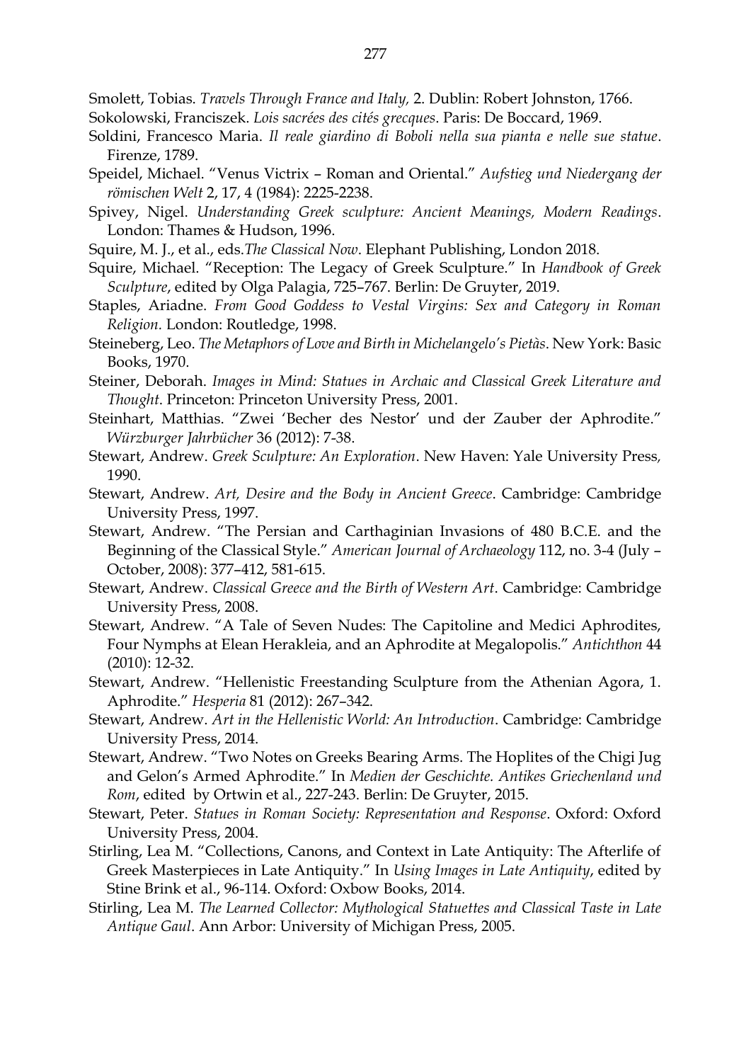Smolett, Tobias. *Travels Through France and Italy,* 2. Dublin: Robert Johnston, 1766.

Sokolowski, Franciszek. *Lois sacrées des cités grecques*. Paris: De Boccard, 1969.

Soldini, Francesco Maria. *Il reale giardino di Boboli nella sua pianta e nelle sue statue*. Firenze, 1789.

Speidel, Michael. "Venus Victrix – Roman and Oriental." *Aufstieg und Niedergang der römischen Welt* 2, 17, 4 (1984): 2225-2238.

Spivey, Nigel. *Understanding Greek sculpture: Ancient Meanings, Modern Readings*. London: Thames & Hudson, 1996.

Squire, M. J., et al., eds.*The Classical Now*. Elephant Publishing, London 2018.

Squire, Michael. "Reception: The Legacy of Greek Sculpture." In *Handbook of Greek Sculpture*, edited by Olga Palagia, 725–767. Berlin: De Gruyter, 2019.

Staples, Ariadne. *From Good Goddess to Vestal Virgins: Sex and Category in Roman Religion.* London: Routledge, 1998.

Steineberg, Leo. *The Metaphors of Love and Birth in Michelangelo's Pietàs*. New York: Basic Books, 1970.

Steiner, Deborah. *Images in Mind: Statues in Archaic and Classical Greek Literature and Thought*. Princeton: Princeton University Press, 2001.

Steinhart, Matthias. "Zwei 'Becher des Nestor' und der Zauber der Aphrodite." *Würzburger Jahrbücher* 36 (2012): 7-38.

Stewart, Andrew. *Greek Sculpture: An Exploration*. New Haven: Yale University Press, 1990.

Stewart, Andrew. *Art, Desire and the Body in Ancient Greece*. Cambridge: Cambridge University Press, 1997.

Stewart, Andrew. "The Persian and Carthaginian Invasions of 480 B.C.E. and the Beginning of the Classical Style." *American Journal of Archaeology* 112, no. 3-4 (July – October, 2008): 377–412, 581-615.

Stewart, Andrew. *Classical Greece and the Birth of Western Art*. Cambridge: Cambridge University Press, 2008.

Stewart, Andrew. "A Tale of Seven Nudes: The Capitoline and Medici Aphrodites, Four Nymphs at Elean Herakleia, and an Aphrodite at Megalopolis." *Antichthon* 44 (2010): 12-32.

Stewart, Andrew. "Hellenistic Freestanding Sculpture from the Athenian Agora, 1. Aphrodite." *Hesperia* 81 (2012): 267–342.

Stewart, Andrew. *Art in the Hellenistic World: An Introduction*. Cambridge: Cambridge University Press, 2014.

Stewart, Andrew. "Two Notes on Greeks Bearing Arms. The Hoplites of the Chigi Jug and Gelon's Armed Aphrodite." In *Medien der Geschichte. Antikes Griechenland und Rom*, edited by Ortwin et al., 227-243. Berlin: De Gruyter, 2015.

Stewart, Peter. *Statues in Roman Society: Representation and Response*. Oxford: Oxford University Press, 2004.

Stirling, Lea M. "Collections, Canons, and Context in Late Antiquity: The Afterlife of Greek Masterpieces in Late Antiquity." In *Using Images in Late Antiquity*, edited by Stine Brink et al., 96-114. Oxford: Oxbow Books, 2014.

Stirling, Lea M. *The Learned Collector: Mythological Statuettes and Classical Taste in Late Antique Gaul*. Ann Arbor: University of Michigan Press, 2005.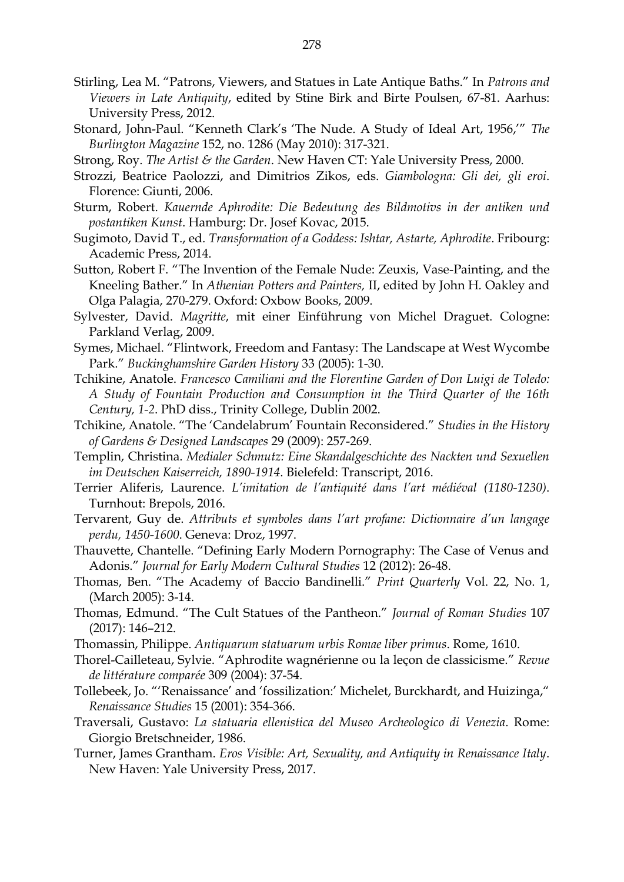Stirling, Lea M. “Patrons, Viewers, and Statues in Late Antique Baths.” In *Patrons and Viewers in Late Antiquity*, edited by Stine Birk and Birte Poulsen, 67-81. Aarhus: University Press, 2012.

Stonard, John-Paul. “Kenneth Clark’s ‘The Nude. A Study of Ideal Art, 1956,’” *The Burlington Magazine* 152, no. 1286 (May 2010): 317-321.

Strong, Roy. *The Artist & the Garden*. New Haven CT: Yale University Press, 2000.

Strozzi, Beatrice Paolozzi, and Dimitrios Zikos, eds. *Giambologna: Gli dei, gli eroi*. Florence: Giunti, 2006.

Sturm, Robert. *Kauernde Aphrodite: Die Bedeutung des Bildmotivs in der antiken und postantiken Kunst*. Hamburg: Dr. Josef Kovac, 2015.

Sugimoto, David T., ed. *Transformation of a Goddess: Ishtar, Astarte, Aphrodite*. Fribourg: Academic Press, 2014.

Sutton, Robert F. “The Invention of the Female Nude: Zeuxis, Vase-Painting, and the Kneeling Bather.” In *Athenian Potters and Painters,* II, edited by John H. Oakley and Olga Palagia, 270-279. Oxford: Oxbow Books, 2009.

Sylvester, David. *Magritte*, mit einer Einführung von Michel Draguet. Cologne: Parkland Verlag, 2009.

Symes, Michael. “Flintwork, Freedom and Fantasy: The Landscape at West Wycombe Park.” *Buckinghamshire Garden History* 33 (2005): 1-30.

Tchikine, Anatole. *Francesco Camiliani and the Florentine Garden of Don Luigi de Toledo: A Study of Fountain Production and Consumption in the Third Quarter of the 16th Century, 1-2*. PhD diss., Trinity College, Dublin 2002.

Tchikine, Anatole. “The ‘Candelabrum’ Fountain Reconsidered.” *Studies in the History of Gardens & Designed Landscapes* 29 (2009): 257-269.

Templin, Christina. *Medialer Schmutz: Eine Skandalgeschichte des Nackten und Sexuellen im Deutschen Kaiserreich, 1890-1914*. Bielefeld: Transcript, 2016.

Terrier Aliferis, Laurence. *L’imitation de l’antiquité dans l’art médiéval (1180-1230)*. Turnhout: Brepols, 2016.

Tervarent, Guy de. *Attributs et symboles dans l’art profane: Dictionnaire d’un langage perdu, 1450-1600*. Geneva: Droz, 1997.

Thauvette, Chantelle. “Defining Early Modern Pornography: The Case of Venus and Adonis.” *Journal for Early Modern Cultural Studies* 12 (2012): 26-48.

Thomas, Ben. “The Academy of Baccio Bandinelli.” *Print Quarterly* Vol. 22, No. 1, (March 2005): 3-14.

Thomas, Edmund. “The Cult Statues of the Pantheon.” *Journal of Roman Studies* 107 (2017): 146–212.

Thomassin, Philippe. *Antiquarum statuarum urbis Romae liber primus*. Rome, 1610.

Thorel-Cailleteau, Sylvie. “Aphrodite wagnérienne ou la leçon de classicisme.” *Revue de littérature comparée* 309 (2004): 37-54.

Tollebeek, Jo. “‘Renaissance’ and ‘fossilization:’ Michelet, Burckhardt, and Huizinga,“ *Renaissance Studies* 15 (2001): 354-366.

Traversali, Gustavo: *La statuaria ellenistica del Museo Archeologico di Venezia*. Rome: Giorgio Bretschneider, 1986.

Turner, James Grantham. *Eros Visible: Art, Sexuality, and Antiquity in Renaissance Italy*. New Haven: Yale University Press, 2017.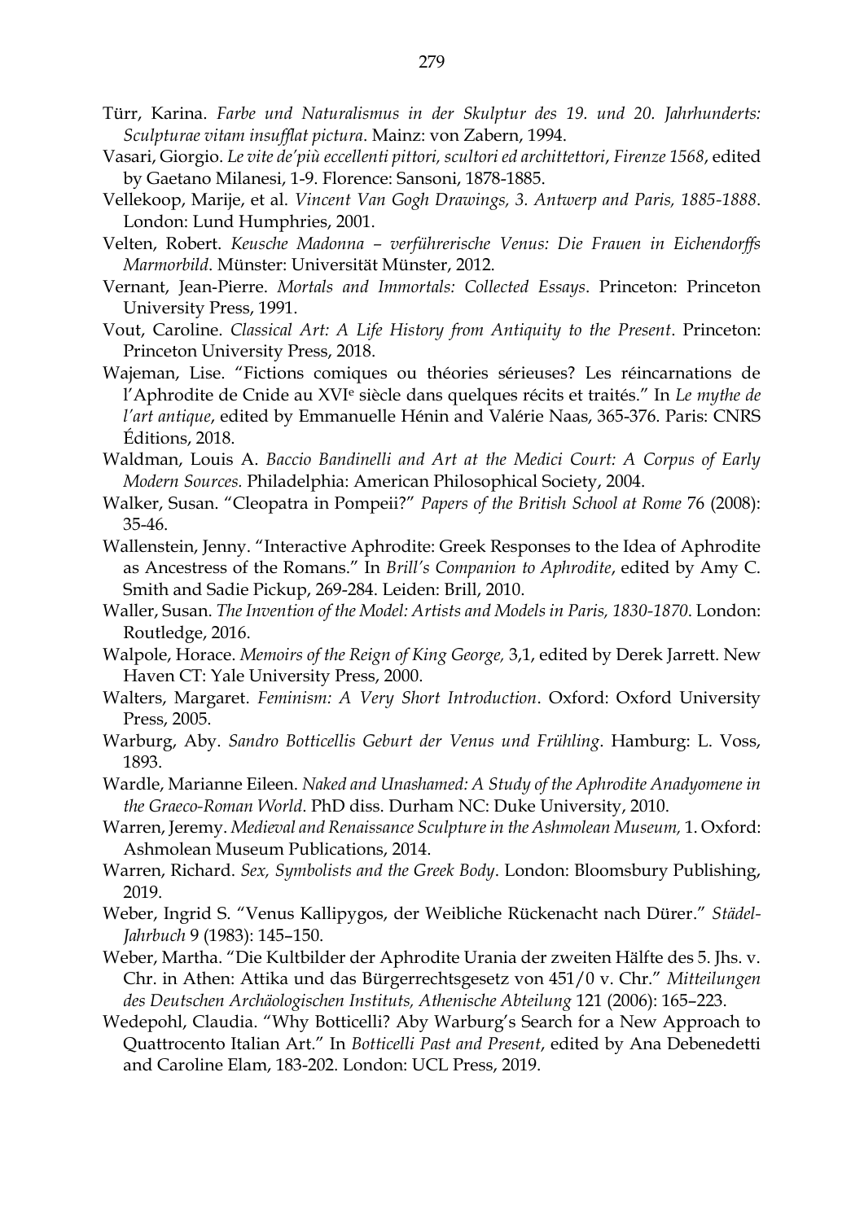Türr, Karina. *Farbe und Naturalismus in der Skulptur des 19. und 20. Jahrhunderts: Sculpturae vitam insufflat pictura*. Mainz: von Zabern, 1994.

Vasari, Giorgio. *Le vite de'più eccellenti pittori, scultori ed archittettori*, *Firenze 1568*, edited by Gaetano Milanesi, 1-9. Florence: Sansoni, 1878-1885.

Vellekoop, Marije, et al. *Vincent Van Gogh Drawings, 3. Antwerp and Paris, 1885-1888*. London: Lund Humphries, 2001.

Velten, Robert. *Keusche Madonna – verführerische Venus: Die Frauen in Eichendorffs Marmorbild*. Münster: Universität Münster, 2012.

Vernant, Jean-Pierre. *Mortals and Immortals: Collected Essays*. Princeton: Princeton University Press, 1991.

Vout, Caroline. *Classical Art: A Life History from Antiquity to the Present*. Princeton: Princeton University Press, 2018.

Wajeman, Lise. "Fictions comiques ou théories sérieuses? Les réincarnations de l'Aphrodite de Cnide au XVI[e] siècle dans quelques récits et traités." In *Le mythe de l'art antique*, edited by Emmanuelle Hénin and Valérie Naas, 365-376. Paris: CNRS Éditions, 2018.

Waldman, Louis A. *Baccio Bandinelli and Art at the Medici Court: A Corpus of Early Modern Sources.* Philadelphia: American Philosophical Society, 2004.

Walker, Susan. "Cleopatra in Pompeii?" *Papers of the British School at Rome* 76 (2008): 35-46.

Wallenstein, Jenny. "Interactive Aphrodite: Greek Responses to the Idea of Aphrodite as Ancestress of the Romans." In *Brill's Companion to Aphrodite*, edited by Amy C. Smith and Sadie Pickup, 269-284. Leiden: Brill, 2010.

Waller, Susan. *The Invention of the Model: Artists and Models in Paris, 1830-1870*. London: Routledge, 2016.

Walpole, Horace. *Memoirs of the Reign of King George,* 3,1, edited by Derek Jarrett. New Haven CT: Yale University Press, 2000.

Walters, Margaret. *Feminism: A Very Short Introduction*. Oxford: Oxford University Press, 2005.

Warburg, Aby. *Sandro Botticellis Geburt der Venus und Frühling*. Hamburg: L. Voss, 1893.

Wardle, Marianne Eileen. *Naked and Unashamed: A Study of the Aphrodite Anadyomene in the Graeco-Roman World*. PhD diss. Durham NC: Duke University, 2010.

Warren, Jeremy. *Medieval and Renaissance Sculpture in the Ashmolean Museum,* 1. Oxford: Ashmolean Museum Publications, 2014.

Warren, Richard. *Sex, Symbolists and the Greek Body*. London: Bloomsbury Publishing, 2019.

Weber, Ingrid S. "Venus Kallipygos, der Weibliche Rückenacht nach Dürer." *Städel-Jahrbuch* 9 (1983): 145–150.

Weber, Martha. "Die Kultbilder der Aphrodite Urania der zweiten Hälfte des 5. Jhs. v. Chr. in Athen: Attika und das Bürgerrechtsgesetz von 451/0 v. Chr." *Mitteilungen des Deutschen Archäologischen Instituts, Athenische Abteilung* 121 (2006): 165–223.

Wedepohl, Claudia. "Why Botticelli? Aby Warburg's Search for a New Approach to Quattrocento Italian Art." In *Botticelli Past and Present*, edited by Ana Debenedetti and Caroline Elam, 183-202. London: UCL Press, 2019.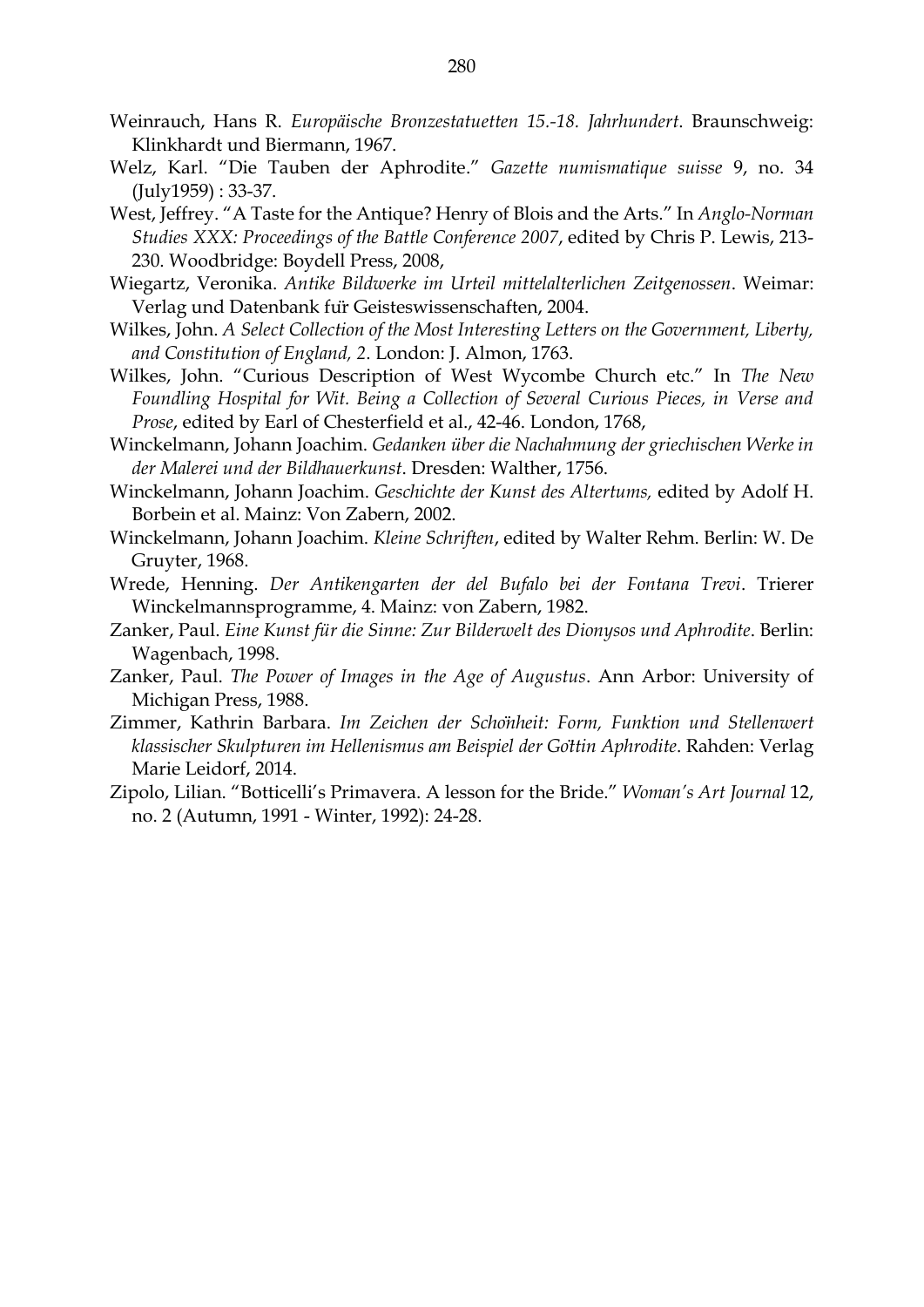Weinrauch, Hans R. *Europäische Bronzestatuetten 15.-18. Jahrhundert*. Braunschweig: Klinkhardt und Biermann, 1967.

Welz, Karl. "Die Tauben der Aphrodite." *Gazette numismatique suisse* 9, no. 34 (July1959) : 33-37.

West, Jeffrey. "A Taste for the Antique? Henry of Blois and the Arts." In *Anglo-Norman Studies XXX: Proceedings of the Battle Conference 2007*, edited by Chris P. Lewis, 213-230. Woodbridge: Boydell Press, 2008,

Wiegartz, Veronika. *Antike Bildwerke im Urteil mittelalterlichen Zeitgenossen*. Weimar: Verlag und Datenbank für Geisteswissenschaften, 2004.

Wilkes, John. *A Select Collection of the Most Interesting Letters on the Government, Liberty, and Constitution of England, 2*. London: J. Almon, 1763.

Wilkes, John. "Curious Description of West Wycombe Church etc." In *The New Foundling Hospital for Wit. Being a Collection of Several Curious Pieces, in Verse and Prose*, edited by Earl of Chesterfield et al., 42-46. London, 1768,

Winckelmann, Johann Joachim. *Gedanken über die Nachahmung der griechischen Werke in der Malerei und der Bildhauerkunst*. Dresden: Walther, 1756.

Winckelmann, Johann Joachim. *Geschichte der Kunst des Altertums,* edited by Adolf H. Borbein et al. Mainz: Von Zabern, 2002.

Winckelmann, Johann Joachim. *Kleine Schriften*, edited by Walter Rehm. Berlin: W. De Gruyter, 1968.

Wrede, Henning. *Der Antikengarten der del Bufalo bei der Fontana Trevi*. Trierer Winckelmannsprogramme, 4. Mainz: von Zabern, 1982.

Zanker, Paul. *Eine Kunst für die Sinne: Zur Bilderwelt des Dionysos und Aphrodite*. Berlin: Wagenbach, 1998.

Zanker, Paul. *The Power of Images in the Age of Augustus*. Ann Arbor: University of Michigan Press, 1988.

Zimmer, Kathrin Barbara. *Im Zeichen der Schönheit: Form, Funktion und Stellenwert klassischer Skulpturen im Hellenismus am Beispiel der Göttin Aphrodite*. Rahden: Verlag Marie Leidorf, 2014.

Zipolo, Lilian. "Botticelli's Primavera. A lesson for the Bride." *Woman's Art Journal* 12, no. 2 (Autumn, 1991 - Winter, 1992): 24-28.